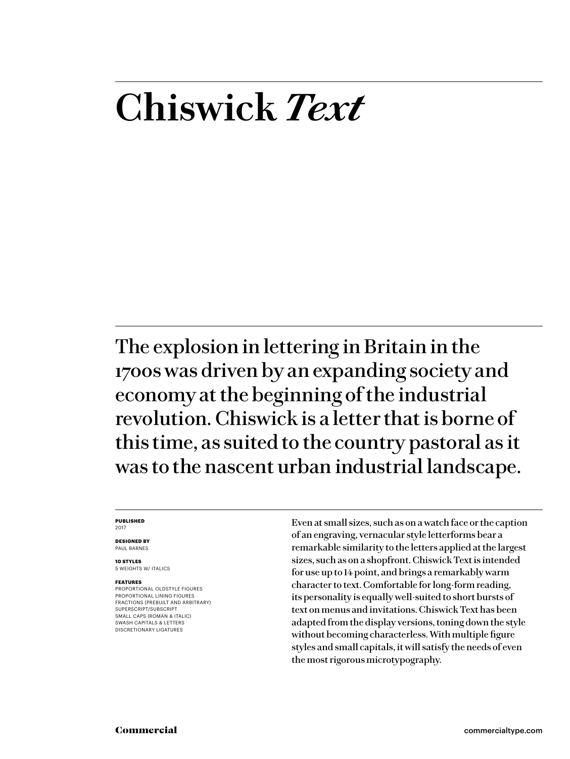# Chiswick *Text*

The explosion in lettering in Britain in the 1700s was driven by an expanding society and economy at the beginning of the industrial revolution. Chiswick is a letter that is borne of this time, as suited to the country pastoral as it was to the nascent urban industrial landscape.

**PUBLISHED**
2017

**DESIGNED BY**
PAUL BARNES

**10 STYLES**
5 WEIGHTS W/ ITALICS

**FEATURES**
PROPORTIONAL OLDSTYLE FIGURES
PROPORTIONAL LINING FIGURES
FRACTIONS (PREBUILT AND ARBITRARY)
SUPERSCRIPT/SUBSCRIPT
SMALL CAPS (ROMAN & ITALIC)
SWASH CAPITALS & LETTERS
DISCRETIONARY LIGATURES

Even at small sizes, such as on a watch face or the caption of an engraving, vernacular style letterforms bear a remarkable similarity to the letters applied at the largest sizes, such as on a shopfront. Chiswick Text is intended for use up to 14 point, and brings a remarkably warm character to text. Comfortable for long-form reading, its personality is equally well-suited to short bursts of text on menus and invitations. Chiswick Text has been adapted from the display versions, toning down the style without becoming characterless. With multiple figure styles and small capitals, it will satisfy the needs of even the most rigorous microtypography.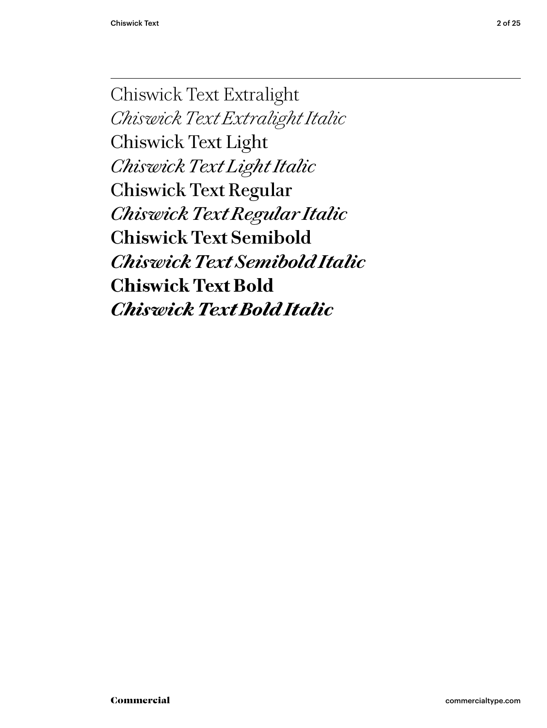Chiswick Text Extralight

*Chiswick Text Extralight Italic*

Chiswick Text Light

*Chiswick Text Light Italic*

Chiswick Text Regular

*Chiswick Text Regular Italic*

**Chiswick Text Semibold**

***Chiswick Text Semibold Italic***

**Chiswick Text Bold**

***Chiswick Text Bold Italic***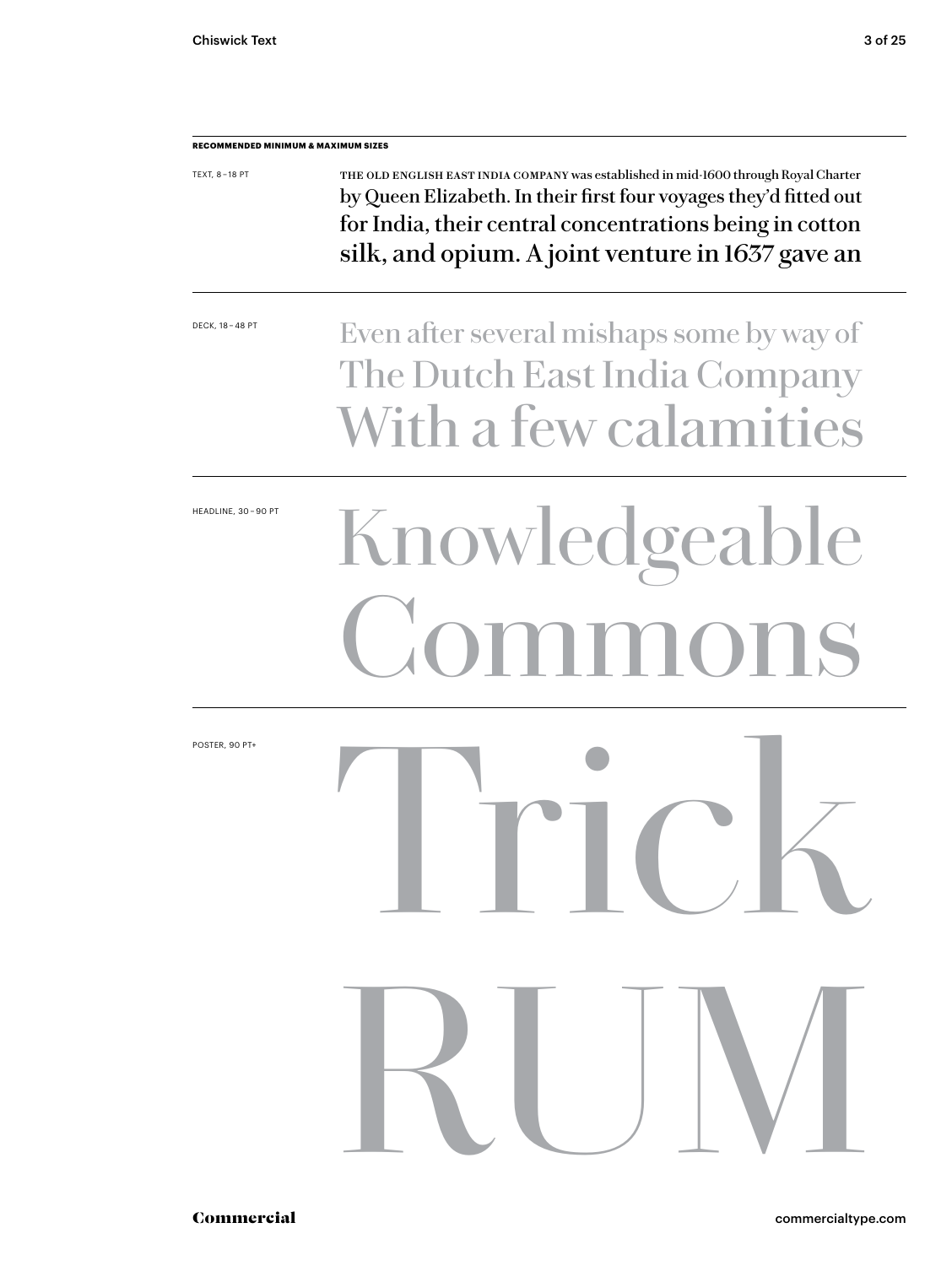**RECOMMENDED MINIMUM & MAXIMUM SIZES**

TEXT, 8 – 18 PT

THE OLD ENGLISH EAST INDIA COMPANY was established in mid-1600 through Royal Charter by Queen Elizabeth. In their first four voyages they'd fitted out for India, their central concentrations being in cotton silk, and opium. A joint venture in 1637 gave an

DECK, 18 – 48 PT

Even after several mishaps some by way of
The Dutch East India Company
With a few calamities

HEADLINE, 30 – 90 PT

Knowledgeable
Commons

POSTER, 90 PT+

Trick
RUM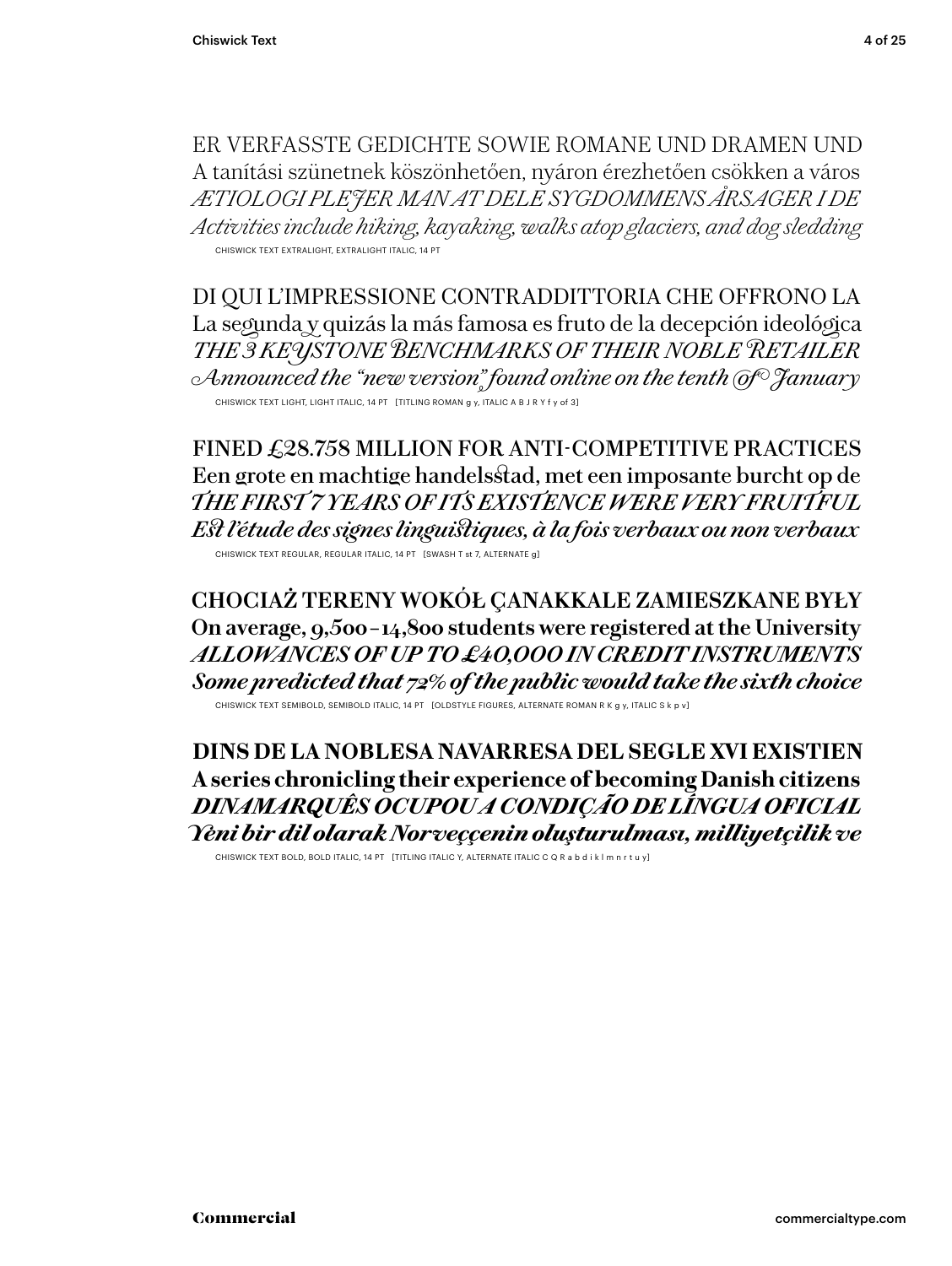ER VERFASSTE GEDICHTE SOWIE ROMANE UND DRAMEN UND
A tanítási szünetnek köszönhetően, nyáron érezhetően csökken a város
*ÆTIOLOGI PLEJER MAN AT DELE SYGDOMMENS ÅRSAGER I DE*
*Activities include hiking, kayaking, walks atop glaciers, and dog sledding*

CHISWICK TEXT EXTRALIGHT, EXTRALIGHT ITALIC, 14 PT

DI QUI L'IMPRESSIONE CONTRADDITTORIA CHE OFFRONO LA
La segunda y quizás la más famosa es fruto de la decepción ideológica
*THE 3 KEYSTONE BENCHMARKS OF THEIR NOBLE RETAILER*
*Announced the "new version" found online on the tenth of January*

CHISWICK TEXT LIGHT, LIGHT ITALIC, 14 PT [TITLING ROMAN g y, ITALIC A B J R Y f y of 3]

FINED £28.758 MILLION FOR ANTI-COMPETITIVE PRACTICES
Een grote en machtige handelsstad, met een imposante burcht op de
*THE FIRST 7 YEARS OF ITS EXISTENCE WERE VERY FRUITFUL*
*Est l'étude des signes linguistiques, à la fois verbaux ou non verbaux*

CHISWICK TEXT REGULAR, REGULAR ITALIC, 14 PT [SWASH T st 7, ALTERNATE g]

**CHOCIAŻ TERENY WOKÓŁ ÇANAKKALE ZAMIESZKANE BYŁY**
**On average, 9,500–14,800 students were registered at the University**
***ALLOWANCES OF UP TO £40,000 IN CREDIT INSTRUMENTS***
***Some predicted that 72% of the public would take the sixth choice***

CHISWICK TEXT SEMIBOLD, SEMIBOLD ITALIC, 14 PT [OLDSTYLE FIGURES, ALTERNATE ROMAN R K g y, ITALIC S k p v]

**DINS DE LA NOBLESA NAVARRESA DEL SEGLE XVI EXISTIEN**
**A series chronicling their experience of becoming Danish citizens**
***DINAMARQUÊS OCUPOU A CONDIÇÃO DE LÍNGUA OFICIAL***
***Yeni bir dil olarak Norveççenin oluşturulması, milliyetçilik ve***

CHISWICK TEXT BOLD, BOLD ITALIC, 14 PT [TITLING ITALIC Y, ALTERNATE ITALIC C Q R a b d i k l m n r t u y]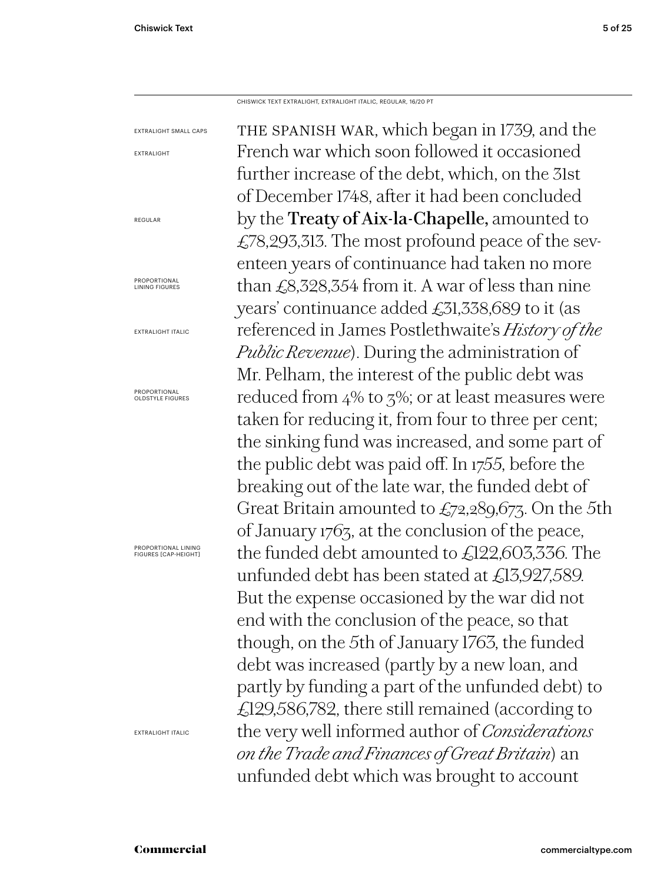CHISWICK TEXT EXTRALIGHT, EXTRALIGHT ITALIC, REGULAR, 16/20 PT

EXTRALIGHT SMALL CAPS

EXTRALIGHT

REGULAR

PROPORTIONAL LINING FIGURES

EXTRALIGHT ITALIC

PROPORTIONAL OLDSTYLE FIGURES

PROPORTIONAL LINING FIGURES [CAP-HEIGHT]

EXTRALIGHT ITALIC

THE SPANISH WAR, which began in 1739, and the French war which soon followed it occasioned further increase of the debt, which, on the 31st of December 1748, after it had been concluded by the **Treaty of Aix-la-Chapelle,** amounted to £78,293,313. The most profound peace of the seventeen years of continuance had taken no more than £8,328,354 from it. A war of less than nine years' continuance added £31,338,689 to it (as referenced in James Postlethwaite's *History of the Public Revenue*). During the administration of Mr. Pelham, the interest of the public debt was reduced from 4% to 3%; or at least measures were taken for reducing it, from four to three per cent; the sinking fund was increased, and some part of the public debt was paid off. In 1755, before the breaking out of the late war, the funded debt of Great Britain amounted to £72,289,673. On the 5th of January 1763, at the conclusion of the peace, the funded debt amounted to £122,603,336. The unfunded debt has been stated at £13,927,589. But the expense occasioned by the war did not end with the conclusion of the peace, so that though, on the 5th of January 1763, the funded debt was increased (partly by a new loan, and partly by funding a part of the unfunded debt) to £129,586,782, there still remained (according to the very well informed author of *Considerations on the Trade and Finances of Great Britain*) an unfunded debt which was brought to account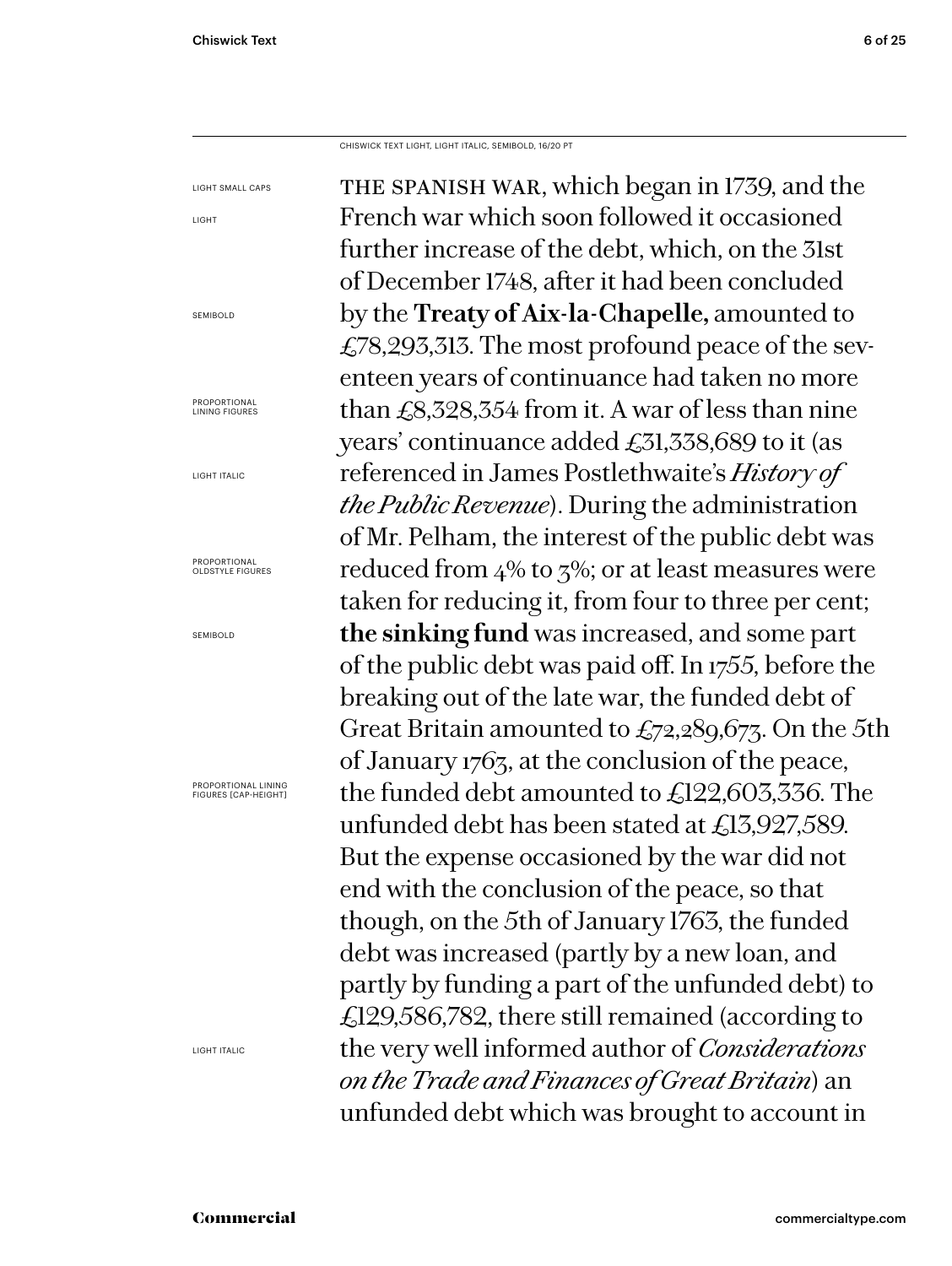CHISWICK TEXT LIGHT, LIGHT ITALIC, SEMIBOLD, 16/20 PT

LIGHT SMALL CAPS

LIGHT

SEMIBOLD

PROPORTIONAL LINING FIGURES

LIGHT ITALIC

PROPORTIONAL OLDSTYLE FIGURES

SEMIBOLD

PROPORTIONAL LINING FIGURES [CAP-HEIGHT]

LIGHT ITALIC

THE SPANISH WAR, which began in 1739, and the French war which soon followed it occasioned further increase of the debt, which, on the 31st of December 1748, after it had been concluded by the **Treaty of Aix-la-Chapelle,** amounted to £78,293,313. The most profound peace of the seventeen years of continuance had taken no more than £8,328,354 from it. A war of less than nine years' continuance added £31,338,689 to it (as referenced in James Postlethwaite's *History of the Public Revenue*). During the administration of Mr. Pelham, the interest of the public debt was reduced from 4% to 3%; or at least measures were taken for reducing it, from four to three per cent; **the sinking fund** was increased, and some part of the public debt was paid off. In 1755, before the breaking out of the late war, the funded debt of Great Britain amounted to £72,289,673. On the 5th of January 1763, at the conclusion of the peace, the funded debt amounted to £122,603,336. The unfunded debt has been stated at £13,927,589. But the expense occasioned by the war did not end with the conclusion of the peace, so that though, on the 5th of January 1763, the funded debt was increased (partly by a new loan, and partly by funding a part of the unfunded debt) to £129,586,782, there still remained (according to the very well informed author of *Considerations on the Trade and Finances of Great Britain*) an unfunded debt which was brought to account in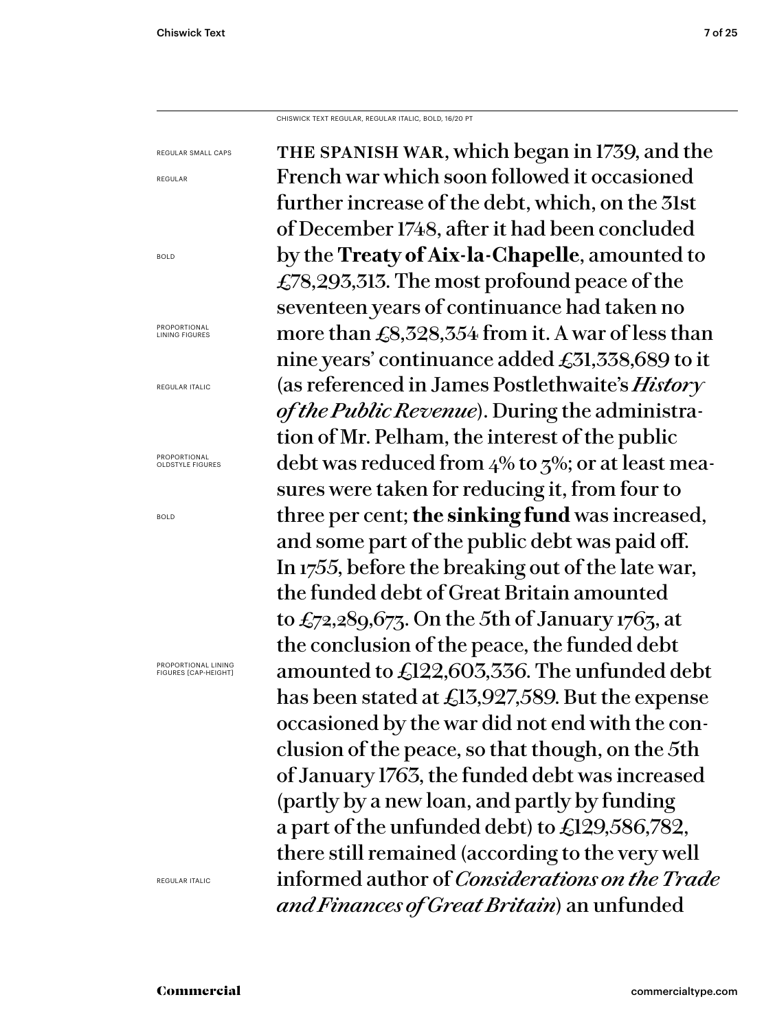CHISWICK TEXT REGULAR, REGULAR ITALIC, BOLD, 16/20 PT

REGULAR SMALL CAPS

REGULAR

BOLD

PROPORTIONAL LINING FIGURES

REGULAR ITALIC

PROPORTIONAL OLDSTYLE FIGURES

BOLD

PROPORTIONAL LINING FIGURES [CAP-HEIGHT]

REGULAR ITALIC

THE SPANISH WAR, which began in 1739, and the French war which soon followed it occasioned further increase of the debt, which, on the 31st of December 1748, after it had been concluded by the **Treaty of Aix-la-Chapelle**, amounted to £78,293,313. The most profound peace of the seventeen years of continuance had taken no more than £8,328,354 from it. A war of less than nine years' continuance added £31,338,689 to it (as referenced in James Postlethwaite's *History of the Public Revenue*). During the administration of Mr. Pelham, the interest of the public debt was reduced from 4% to 3%; or at least measures were taken for reducing it, from four to three per cent; **the sinking fund** was increased, and some part of the public debt was paid off. In 1755, before the breaking out of the late war, the funded debt of Great Britain amounted to £72,289,673. On the 5th of January 1763, at the conclusion of the peace, the funded debt amounted to £122,603,336. The unfunded debt has been stated at £13,927,589. But the expense occasioned by the war did not end with the conclusion of the peace, so that though, on the 5th of January 1763, the funded debt was increased (partly by a new loan, and partly by funding a part of the unfunded debt) to £129,586,782, there still remained (according to the very well informed author of *Considerations on the Trade and Finances of Great Britain*) an unfunded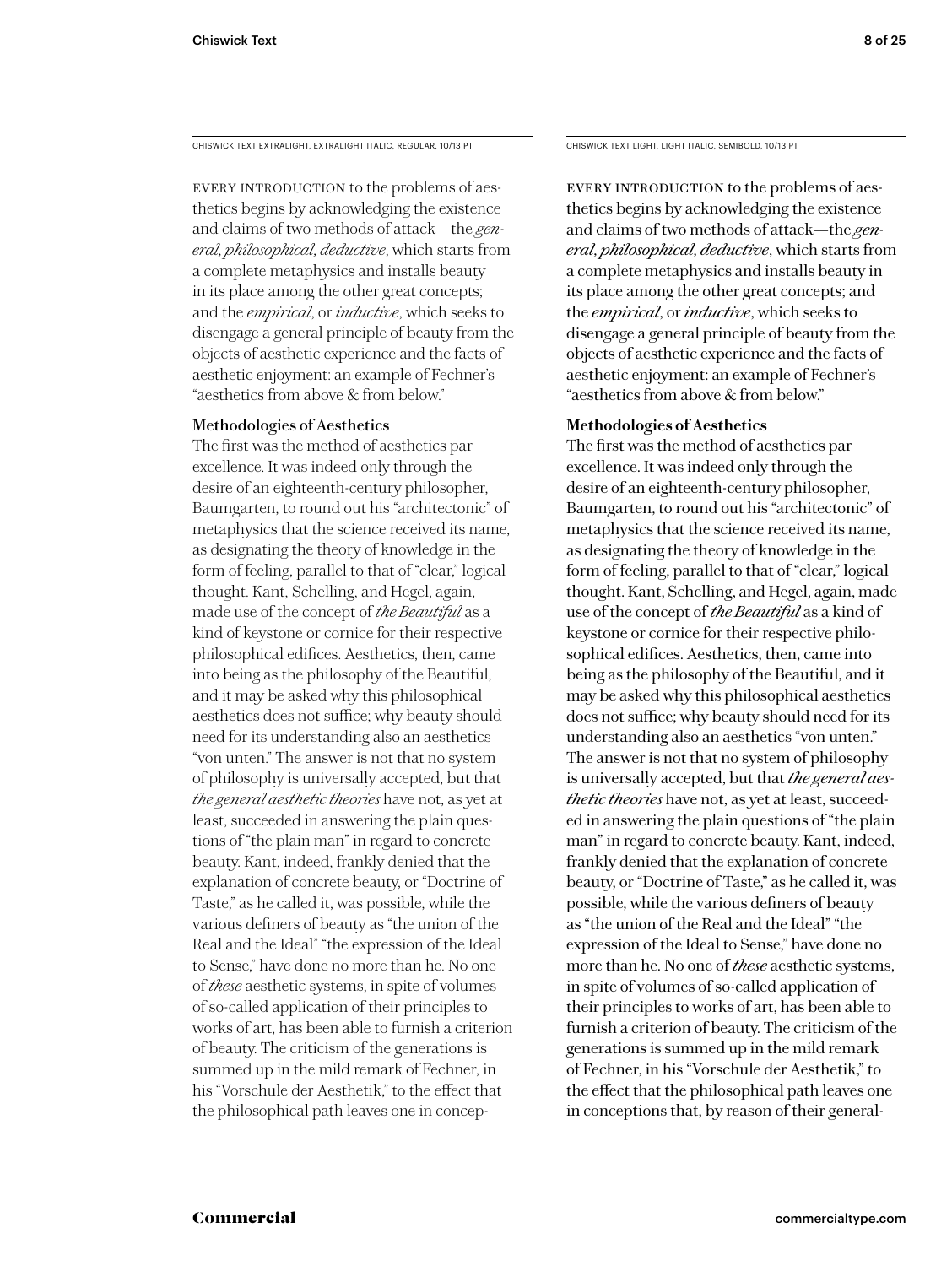CHISWICK TEXT EXTRALIGHT, EXTRALIGHT ITALIC, REGULAR, 10/13 PT

EVERY INTRODUCTION to the problems of aesthetics begins by acknowledging the existence and claims of two methods of attack—the *general, philosophical, deductive*, which starts from a complete metaphysics and installs beauty in its place among the other great concepts; and the *empirical*, or *inductive*, which seeks to disengage a general principle of beauty from the objects of aesthetic experience and the facts of aesthetic enjoyment: an example of Fechner's "aesthetics from above & from below."

**Methodologies of Aesthetics**

The first was the method of aesthetics par excellence. It was indeed only through the desire of an eighteenth-century philosopher, Baumgarten, to round out his "architectonic" of metaphysics that the science received its name, as designating the theory of knowledge in the form of feeling, parallel to that of "clear," logical thought. Kant, Schelling, and Hegel, again, made use of the concept of *the Beautiful* as a kind of keystone or cornice for their respective philosophical edifices. Aesthetics, then, came into being as the philosophy of the Beautiful, and it may be asked why this philosophical aesthetics does not suffice; why beauty should need for its understanding also an aesthetics "von unten." The answer is not that no system of philosophy is universally accepted, but that *the general aesthetic theories* have not, as yet at least, succeeded in answering the plain questions of "the plain man" in regard to concrete beauty. Kant, indeed, frankly denied that the explanation of concrete beauty, or "Doctrine of Taste," as he called it, was possible, while the various definers of beauty as "the union of the Real and the Ideal" "the expression of the Ideal to Sense," have done no more than he. No one of *these* aesthetic systems, in spite of volumes of so-called application of their principles to works of art, has been able to furnish a criterion of beauty. The criticism of the generations is summed up in the mild remark of Fechner, in his "Vorschule der Aesthetik," to the effect that the philosophical path leaves one in concep-

CHISWICK TEXT LIGHT, LIGHT ITALIC, SEMIBOLD, 10/13 PT

EVERY INTRODUCTION to the problems of aesthetics begins by acknowledging the existence and claims of two methods of attack—the *general, philosophical, deductive*, which starts from a complete metaphysics and installs beauty in its place among the other great concepts; and the *empirical*, or *inductive*, which seeks to disengage a general principle of beauty from the objects of aesthetic experience and the facts of aesthetic enjoyment: an example of Fechner's "aesthetics from above & from below."

**Methodologies of Aesthetics**

The first was the method of aesthetics par excellence. It was indeed only through the desire of an eighteenth-century philosopher, Baumgarten, to round out his "architectonic" of metaphysics that the science received its name, as designating the theory of knowledge in the form of feeling, parallel to that of "clear," logical thought. Kant, Schelling, and Hegel, again, made use of the concept of *the Beautiful* as a kind of keystone or cornice for their respective philosophical edifices. Aesthetics, then, came into being as the philosophy of the Beautiful, and it may be asked why this philosophical aesthetics does not suffice; why beauty should need for its understanding also an aesthetics "von unten." The answer is not that no system of philosophy is universally accepted, but that *the general aesthetic theories* have not, as yet at least, succeeded in answering the plain questions of "the plain man" in regard to concrete beauty. Kant, indeed, frankly denied that the explanation of concrete beauty, or "Doctrine of Taste," as he called it, was possible, while the various definers of beauty as "the union of the Real and the Ideal" "the expression of the Ideal to Sense," have done no more than he. No one of *these* aesthetic systems, in spite of volumes of so-called application of their principles to works of art, has been able to furnish a criterion of beauty. The criticism of the generations is summed up in the mild remark of Fechner, in his "Vorschule der Aesthetik," to the effect that the philosophical path leaves one in conceptions that, by reason of their general-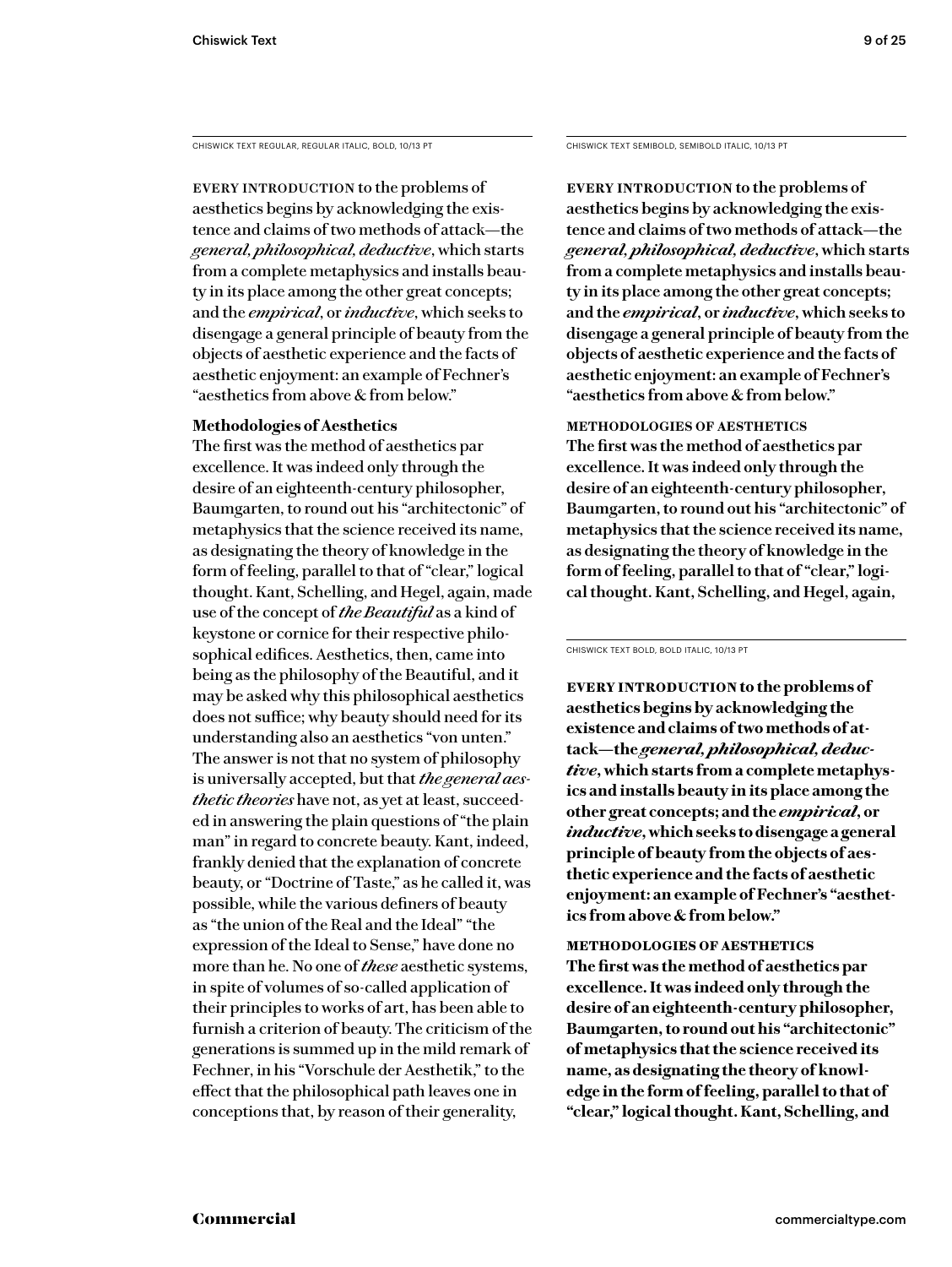CHISWICK TEXT REGULAR, REGULAR ITALIC, BOLD, 10/13 PT

EVERY INTRODUCTION to the problems of aesthetics begins by acknowledging the existence and claims of two methods of attack—the *general, philosophical, deductive*, which starts from a complete metaphysics and installs beauty in its place among the other great concepts; and the *empirical*, or *inductive*, which seeks to disengage a general principle of beauty from the objects of aesthetic experience and the facts of aesthetic enjoyment: an example of Fechner's "aesthetics from above & from below."

**Methodologies of Aesthetics**

The first was the method of aesthetics par excellence. It was indeed only through the desire of an eighteenth-century philosopher, Baumgarten, to round out his "architectonic" of metaphysics that the science received its name, as designating the theory of knowledge in the form of feeling, parallel to that of "clear," logical thought. Kant, Schelling, and Hegel, again, made use of the concept of *the Beautiful* as a kind of keystone or cornice for their respective philosophical edifices. Aesthetics, then, came into being as the philosophy of the Beautiful, and it may be asked why this philosophical aesthetics does not suffice; why beauty should need for its understanding also an aesthetics "von unten." The answer is not that no system of philosophy is universally accepted, but that *the general aesthetic theories* have not, as yet at least, succeeded in answering the plain questions of "the plain man" in regard to concrete beauty. Kant, indeed, frankly denied that the explanation of concrete beauty, or "Doctrine of Taste," as he called it, was possible, while the various definers of beauty as "the union of the Real and the Ideal" "the expression of the Ideal to Sense," have done no more than he. No one of *these* aesthetic systems, in spite of volumes of so-called application of their principles to works of art, has been able to furnish a criterion of beauty. The criticism of the generations is summed up in the mild remark of Fechner, in his "Vorschule der Aesthetik," to the effect that the philosophical path leaves one in conceptions that, by reason of their generality,

CHISWICK TEXT SEMIBOLD, SEMIBOLD ITALIC, 10/13 PT

**EVERY INTRODUCTION to the problems of aesthetics begins by acknowledging the existence and claims of two methods of attack—the *general, philosophical, deductive*, which starts from a complete metaphysics and installs beauty in its place among the other great concepts; and the *empirical*, or *inductive*, which seeks to disengage a general principle of beauty from the objects of aesthetic experience and the facts of aesthetic enjoyment: an example of Fechner's "aesthetics from above & from below."**

**METHODOLOGIES OF AESTHETICS**

**The first was the method of aesthetics par excellence. It was indeed only through the desire of an eighteenth-century philosopher, Baumgarten, to round out his "architectonic" of metaphysics that the science received its name, as designating the theory of knowledge in the form of feeling, parallel to that of "clear," logical thought. Kant, Schelling, and Hegel, again,**

CHISWICK TEXT BOLD, BOLD ITALIC, 10/13 PT

**EVERY INTRODUCTION to the problems of aesthetics begins by acknowledging the existence and claims of two methods of attack—the *general, philosophical, deductive*, which starts from a complete metaphysics and installs beauty in its place among the other great concepts; and the *empirical*, or *inductive*, which seeks to disengage a general principle of beauty from the objects of aesthetic experience and the facts of aesthetic enjoyment: an example of Fechner's "aesthetics from above & from below."**

**METHODOLOGIES OF AESTHETICS**

**The first was the method of aesthetics par excellence. It was indeed only through the desire of an eighteenth-century philosopher, Baumgarten, to round out his "architectonic" of metaphysics that the science received its name, as designating the theory of knowledge in the form of feeling, parallel to that of "clear," logical thought. Kant, Schelling, and**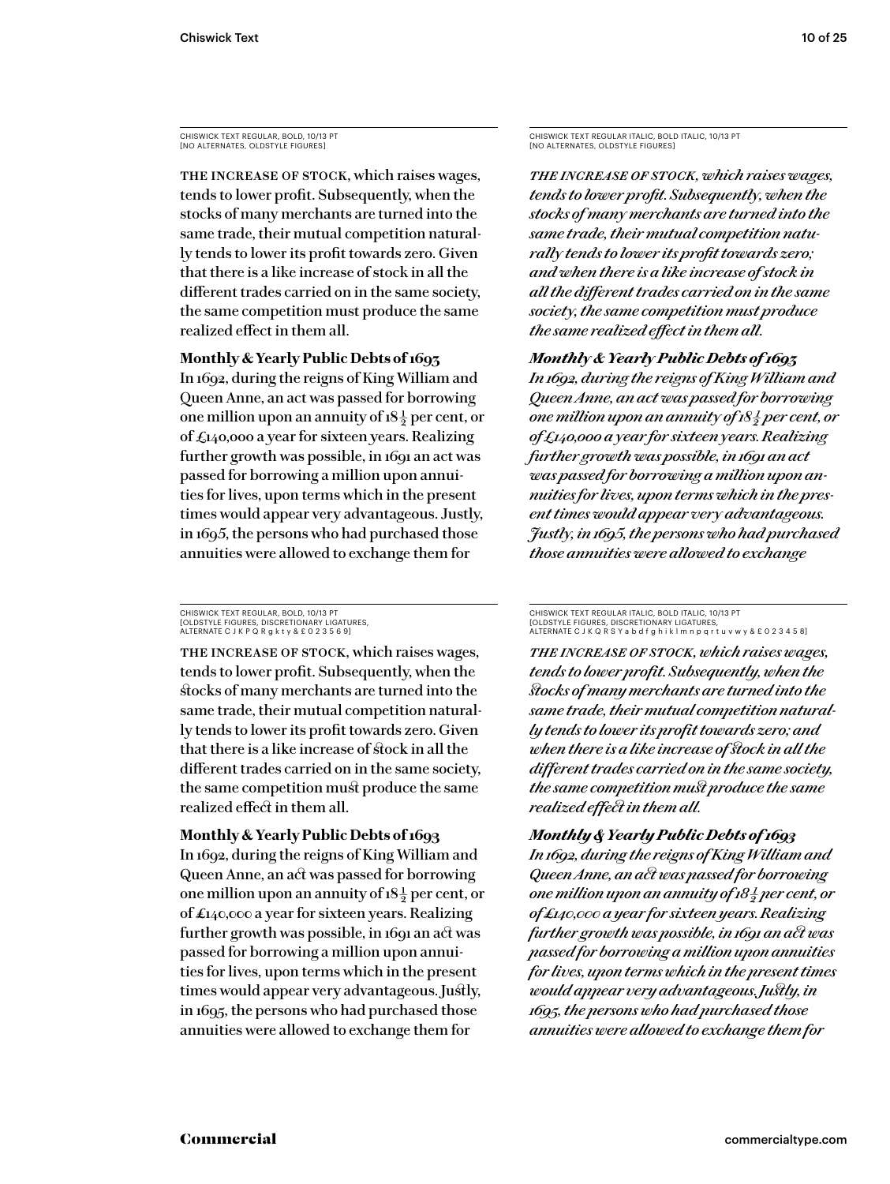CHISWICK TEXT REGULAR, BOLD, 10/13 PT
[NO ALTERNATES, OLDSTYLE FIGURES]

THE INCREASE OF STOCK, which raises wages, tends to lower profit. Subsequently, when the stocks of many merchants are turned into the same trade, their mutual competition naturally tends to lower its profit towards zero. Given that there is a like increase of stock in all the different trades carried on in the same society, the same competition must produce the same realized effect in them all.

**Monthly & Yearly Public Debts of 1693**
In 1692, during the reigns of King William and Queen Anne, an act was passed for borrowing one million upon an annuity of 18½ per cent, or of £140,000 a year for sixteen years. Realizing further growth was possible, in 1691 an act was passed for borrowing a million upon annuities for lives, upon terms which in the present times would appear very advantageous. Justly, in 1695, the persons who had purchased those annuities were allowed to exchange them for

CHISWICK TEXT REGULAR ITALIC, BOLD ITALIC, 10/13 PT
[NO ALTERNATES, OLDSTYLE FIGURES]

*THE INCREASE OF STOCK, which raises wages, tends to lower profit. Subsequently, when the stocks of many merchants are turned into the same trade, their mutual competition naturally tends to lower its profit towards zero; and when there is a like increase of stock in all the different trades carried on in the same society, the same competition must produce the same realized effect in them all.*

***Monthly & Yearly Public Debts of 1693***
*In 1692, during the reigns of King William and Queen Anne, an act was passed for borrowing one million upon an annuity of 18½ per cent, or of £140,000 a year for sixteen years. Realizing further growth was possible, in 1691 an act was passed for borrowing a million upon annuities for lives, upon terms which in the present times would appear very advantageous. Justly, in 1695, the persons who had purchased those annuities were allowed to exchange*

CHISWICK TEXT REGULAR, BOLD, 10/13 PT
[OLDSTYLE FIGURES, DISCRETIONARY LIGATURES, ALTERNATE C J K P Q R g k t y & £ 0 2 3 5 6 9]

THE INCREASE OF STOCK, which raises wages, tends to lower profit. Subsequently, when the stocks of many merchants are turned into the same trade, their mutual competition naturally tends to lower its profit towards zero. Given that there is a like increase of stock in all the different trades carried on in the same society, the same competition must produce the same realized effect in them all.

**Monthly & Yearly Public Debts of 1693**
In 1692, during the reigns of King William and Queen Anne, an act was passed for borrowing one million upon an annuity of 18½ per cent, or of £140,000 a year for sixteen years. Realizing further growth was possible, in 1691 an act was passed for borrowing a million upon annuities for lives, upon terms which in the present times would appear very advantageous. Justly, in 1695, the persons who had purchased those annuities were allowed to exchange them for

CHISWICK TEXT REGULAR ITALIC, BOLD ITALIC, 10/13 PT
[OLDSTYLE FIGURES, DISCRETIONARY LIGATURES, ALTERNATE C J K Q R S Y a b d f g h i k l m n p q r t u v w y & £ 0 2 3 4 5 8]

*THE INCREASE OF STOCK, which raises wages, tends to lower profit. Subsequently, when the stocks of many merchants are turned into the same trade, their mutual competition naturally tends to lower its profit towards zero; and when there is a like increase of stock in all the different trades carried on in the same society, the same competition must produce the same realized effect in them all.*

***Monthly & Yearly Public Debts of 1693***
*In 1692, during the reigns of King William and Queen Anne, an act was passed for borrowing one million upon an annuity of 18½ per cent, or of £140,000 a year for sixteen years. Realizing further growth was possible, in 1691 an act was passed for borrowing a million upon annuities for lives, upon terms which in the present times would appear very advantageous. Justly, in 1695, the persons who had purchased those annuities were allowed to exchange them for*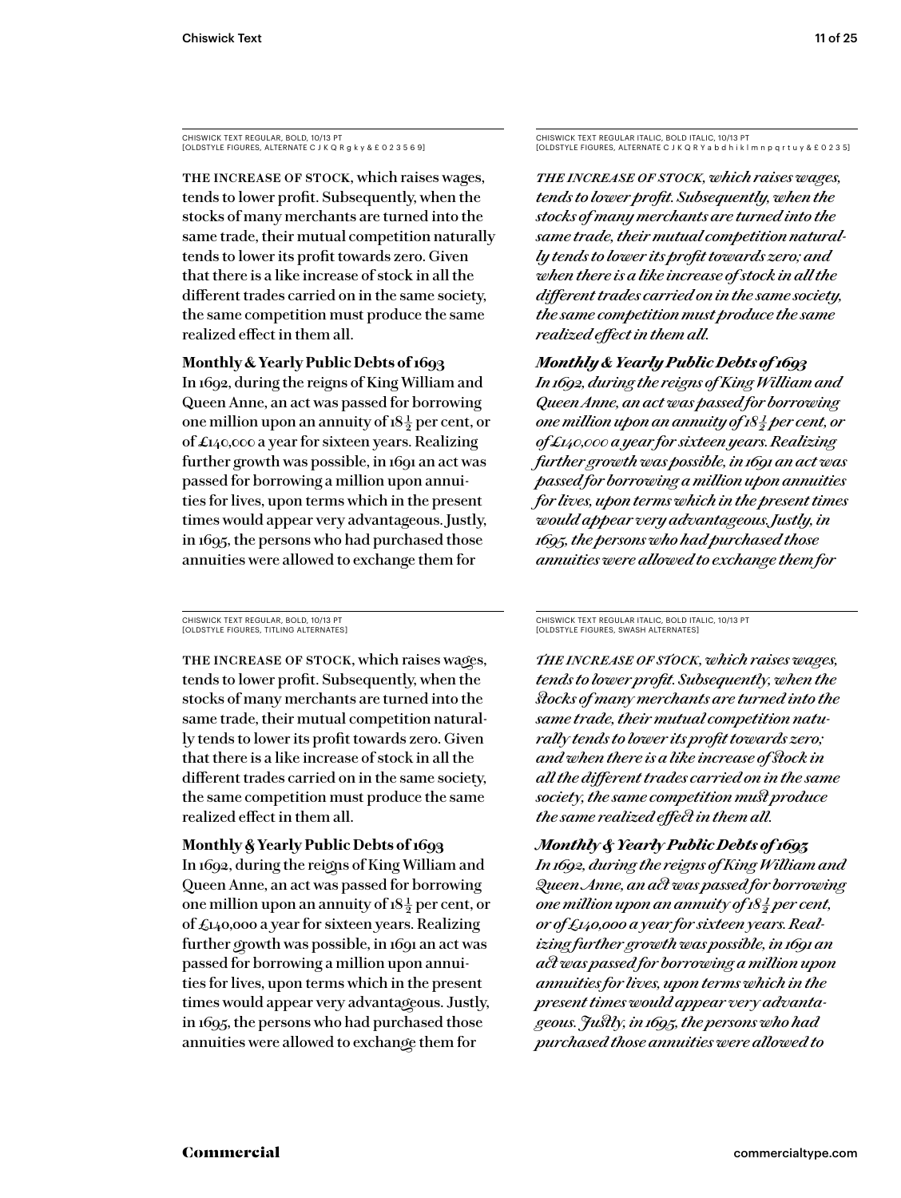CHISWICK TEXT REGULAR, BOLD, 10/13 PT
[OLDSTYLE FIGURES, ALTERNATE C J K Q R g k y & £ 0 2 3 5 6 9]

THE INCREASE OF STOCK, which raises wages, tends to lower profit. Subsequently, when the stocks of many merchants are turned into the same trade, their mutual competition naturally tends to lower its profit towards zero. Given that there is a like increase of stock in all the different trades carried on in the same society, the same competition must produce the same realized effect in them all.

**Monthly & Yearly Public Debts of 1693**
In 1692, during the reigns of King William and Queen Anne, an act was passed for borrowing one million upon an annuity of 18½ per cent, or of £140,000 a year for sixteen years. Realizing further growth was possible, in 1691 an act was passed for borrowing a million upon annuities for lives, upon terms which in the present times would appear very advantageous. Justly, in 1695, the persons who had purchased those annuities were allowed to exchange them for

CHISWICK TEXT REGULAR ITALIC, BOLD ITALIC, 10/13 PT
[OLDSTYLE FIGURES, ALTERNATE C J K Q R Y a b d h i k l m n p q r t u y & £ 0 2 3 5]

*THE INCREASE OF STOCK, which raises wages, tends to lower profit. Subsequently, when the stocks of many merchants are turned into the same trade, their mutual competition naturally tends to lower its profit towards zero; and when there is a like increase of stock in all the different trades carried on in the same society, the same competition must produce the same realized effect in them all.*

***Monthly & Yearly Public Debts of 1693***
*In 1692, during the reigns of King William and Queen Anne, an act was passed for borrowing one million upon an annuity of 18½ per cent, or of £140,000 a year for sixteen years. Realizing further growth was possible, in 1691 an act was passed for borrowing a million upon annuities for lives, upon terms which in the present times would appear very advantageous. Justly, in 1695, the persons who had purchased those annuities were allowed to exchange them for*

CHISWICK TEXT REGULAR, BOLD, 10/13 PT
[OLDSTYLE FIGURES, TITLING ALTERNATES]

THE INCREASE OF STOCK, which raises wages, tends to lower profit. Subsequently, when the stocks of many merchants are turned into the same trade, their mutual competition naturally tends to lower its profit towards zero. Given that there is a like increase of stock in all the different trades carried on in the same society, the same competition must produce the same realized effect in them all.

**Monthly & Yearly Public Debts of 1693**
In 1692, during the reigns of King William and Queen Anne, an act was passed for borrowing one million upon an annuity of 18½ per cent, or of £140,000 a year for sixteen years. Realizing further growth was possible, in 1691 an act was passed for borrowing a million upon annuities for lives, upon terms which in the present times would appear very advantageous. Justly, in 1695, the persons who had purchased those annuities were allowed to exchange them for

CHISWICK TEXT REGULAR ITALIC, BOLD ITALIC, 10/13 PT
[OLDSTYLE FIGURES, SWASH ALTERNATES]

*THE INCREASE OF STOCK, which raises wages, tends to lower profit. Subsequently, when the stocks of many merchants are turned into the same trade, their mutual competition naturally tends to lower its profit towards zero; and when there is a like increase of stock in all the different trades carried on in the same society, the same competition must produce the same realized effect in them all.*

***Monthly & Yearly Public Debts of 1693***
*In 1692, during the reigns of King William and Queen Anne, an act was passed for borrowing one million upon an annuity of 18½ per cent, or of £140,000 a year for sixteen years. Realizing further growth was possible, in 1691 an act was passed for borrowing a million upon annuities for lives, upon terms which in the present times would appear very advantageous. Justly, in 1695, the persons who had purchased those annuities were allowed to*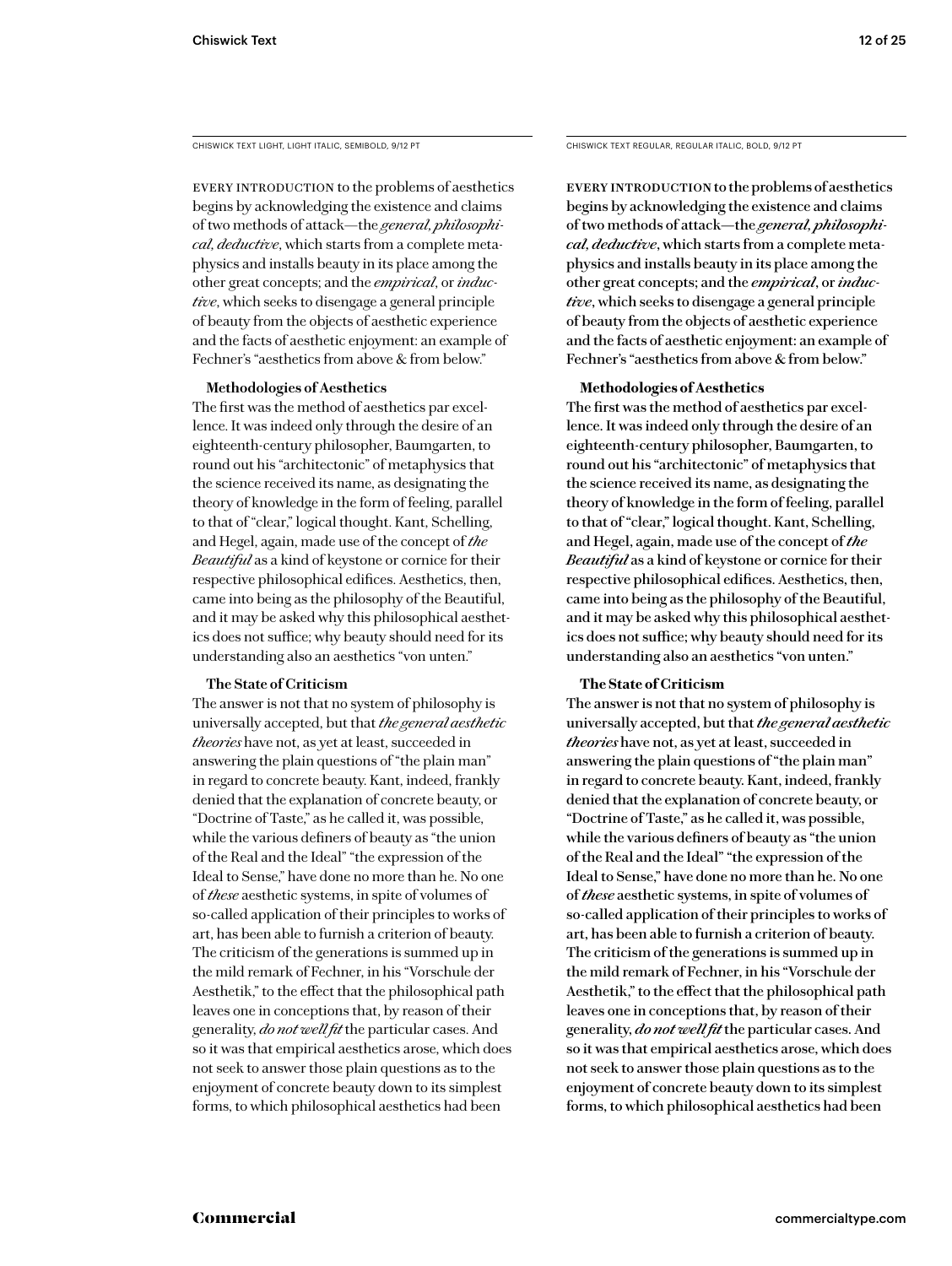CHISWICK TEXT LIGHT, LIGHT ITALIC, SEMIBOLD, 9/12 PT

EVERY INTRODUCTION to the problems of aesthetics begins by acknowledging the existence and claims of two methods of attack—the *general, philosophical, deductive*, which starts from a complete metaphysics and installs beauty in its place among the other great concepts; and the *empirical*, or *inductive*, which seeks to disengage a general principle of beauty from the objects of aesthetic experience and the facts of aesthetic enjoyment: an example of Fechner's "aesthetics from above & from below."

**Methodologies of Aesthetics**

The first was the method of aesthetics par excellence. It was indeed only through the desire of an eighteenth-century philosopher, Baumgarten, to round out his "architectonic" of metaphysics that the science received its name, as designating the theory of knowledge in the form of feeling, parallel to that of "clear," logical thought. Kant, Schelling, and Hegel, again, made use of the concept of *the Beautiful* as a kind of keystone or cornice for their respective philosophical edifices. Aesthetics, then, came into being as the philosophy of the Beautiful, and it may be asked why this philosophical aesthetics does not suffice; why beauty should need for its understanding also an aesthetics "von unten."

**The State of Criticism**

The answer is not that no system of philosophy is universally accepted, but that *the general aesthetic theories* have not, as yet at least, succeeded in answering the plain questions of "the plain man" in regard to concrete beauty. Kant, indeed, frankly denied that the explanation of concrete beauty, or "Doctrine of Taste," as he called it, was possible, while the various definers of beauty as "the union of the Real and the Ideal" "the expression of the Ideal to Sense," have done no more than he. No one of *these* aesthetic systems, in spite of volumes of so-called application of their principles to works of art, has been able to furnish a criterion of beauty. The criticism of the generations is summed up in the mild remark of Fechner, in his "Vorschule der Aesthetik," to the effect that the philosophical path leaves one in conceptions that, by reason of their generality, *do not well fit* the particular cases. And so it was that empirical aesthetics arose, which does not seek to answer those plain questions as to the enjoyment of concrete beauty down to its simplest forms, to which philosophical aesthetics had been

CHISWICK TEXT REGULAR, REGULAR ITALIC, BOLD, 9/12 PT

EVERY INTRODUCTION to the problems of aesthetics begins by acknowledging the existence and claims of two methods of attack—the *general, philosophical, deductive*, which starts from a complete metaphysics and installs beauty in its place among the other great concepts; and the *empirical*, or *inductive*, which seeks to disengage a general principle of beauty from the objects of aesthetic experience and the facts of aesthetic enjoyment: an example of Fechner's "aesthetics from above & from below."

**Methodologies of Aesthetics**

The first was the method of aesthetics par excellence. It was indeed only through the desire of an eighteenth-century philosopher, Baumgarten, to round out his "architectonic" of metaphysics that the science received its name, as designating the theory of knowledge in the form of feeling, parallel to that of "clear," logical thought. Kant, Schelling, and Hegel, again, made use of the concept of *the Beautiful* as a kind of keystone or cornice for their respective philosophical edifices. Aesthetics, then, came into being as the philosophy of the Beautiful, and it may be asked why this philosophical aesthetics does not suffice; why beauty should need for its understanding also an aesthetics "von unten."

**The State of Criticism**

The answer is not that no system of philosophy is universally accepted, but that *the general aesthetic theories* have not, as yet at least, succeeded in answering the plain questions of "the plain man" in regard to concrete beauty. Kant, indeed, frankly denied that the explanation of concrete beauty, or "Doctrine of Taste," as he called it, was possible, while the various definers of beauty as "the union of the Real and the Ideal" "the expression of the Ideal to Sense," have done no more than he. No one of *these* aesthetic systems, in spite of volumes of so-called application of their principles to works of art, has been able to furnish a criterion of beauty. The criticism of the generations is summed up in the mild remark of Fechner, in his "Vorschule der Aesthetik," to the effect that the philosophical path leaves one in conceptions that, by reason of their generality, *do not well fit* the particular cases. And so it was that empirical aesthetics arose, which does not seek to answer those plain questions as to the enjoyment of concrete beauty down to its simplest forms, to which philosophical aesthetics had been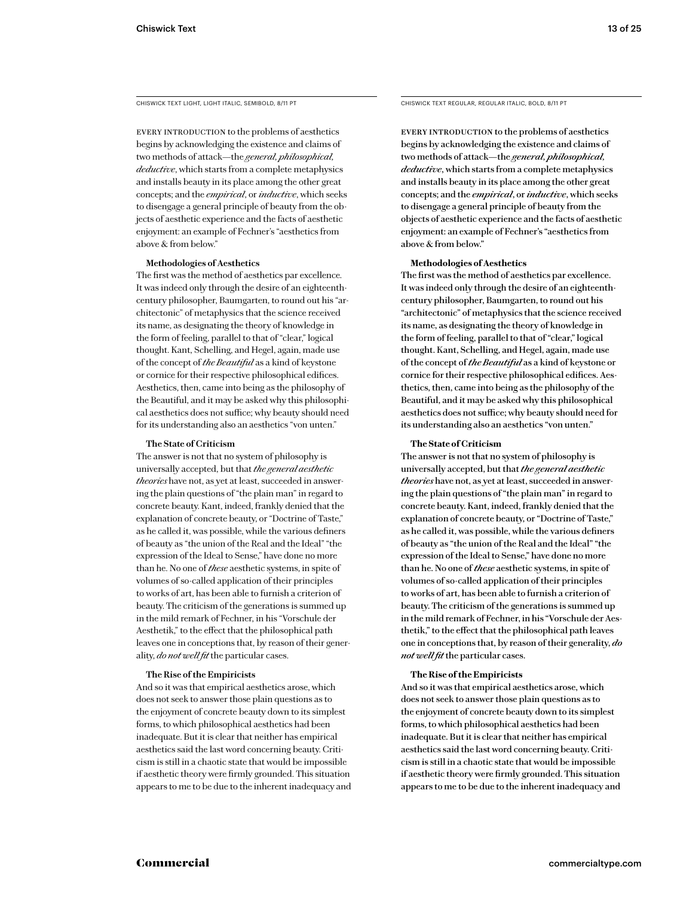CHISWICK TEXT LIGHT, LIGHT ITALIC, SEMIBOLD, 8/11 PT

EVERY INTRODUCTION to the problems of aesthetics begins by acknowledging the existence and claims of two methods of attack—the *general, philosophical, deductive*, which starts from a complete metaphysics and installs beauty in its place among the other great concepts; and the *empirical*, or *inductive*, which seeks to disengage a general principle of beauty from the objects of aesthetic experience and the facts of aesthetic enjoyment: an example of Fechner's "aesthetics from above & from below."

**Methodologies of Aesthetics**

The first was the method of aesthetics par excellence. It was indeed only through the desire of an eighteenth-century philosopher, Baumgarten, to round out his "architectonic" of metaphysics that the science received its name, as designating the theory of knowledge in the form of feeling, parallel to that of "clear," logical thought. Kant, Schelling, and Hegel, again, made use of the concept of *the Beautiful* as a kind of keystone or cornice for their respective philosophical edifices. Aesthetics, then, came into being as the philosophy of the Beautiful, and it may be asked why this philosophical aesthetics does not suffice; why beauty should need for its understanding also an aesthetics "von unten."

**The State of Criticism**

The answer is not that no system of philosophy is universally accepted, but that *the general aesthetic theories* have not, as yet at least, succeeded in answering the plain questions of "the plain man" in regard to concrete beauty. Kant, indeed, frankly denied that the explanation of concrete beauty, or "Doctrine of Taste," as he called it, was possible, while the various definers of beauty as "the union of the Real and the Ideal" "the expression of the Ideal to Sense," have done no more than he. No one of *these* aesthetic systems, in spite of volumes of so-called application of their principles to works of art, has been able to furnish a criterion of beauty. The criticism of the generations is summed up in the mild remark of Fechner, in his "Vorschule der Aesthetik," to the effect that the philosophical path leaves one in conceptions that, by reason of their generality, *do not well fit* the particular cases.

**The Rise of the Empiricists**

And so it was that empirical aesthetics arose, which does not seek to answer those plain questions as to the enjoyment of concrete beauty down to its simplest forms, to which philosophical aesthetics had been inadequate. But it is clear that neither has empirical aesthetics said the last word concerning beauty. Criticism is still in a chaotic state that would be impossible if aesthetic theory were firmly grounded. This situation appears to me to be due to the inherent inadequacy and

CHISWICK TEXT REGULAR, REGULAR ITALIC, BOLD, 8/11 PT

EVERY INTRODUCTION to the problems of aesthetics begins by acknowledging the existence and claims of two methods of attack—the *general, philosophical, deductive*, which starts from a complete metaphysics and installs beauty in its place among the other great concepts; and the *empirical*, or *inductive*, which seeks to disengage a general principle of beauty from the objects of aesthetic experience and the facts of aesthetic enjoyment: an example of Fechner's "aesthetics from above & from below."

**Methodologies of Aesthetics**

The first was the method of aesthetics par excellence. It was indeed only through the desire of an eighteenth-century philosopher, Baumgarten, to round out his "architectonic" of metaphysics that the science received its name, as designating the theory of knowledge in the form of feeling, parallel to that of "clear," logical thought. Kant, Schelling, and Hegel, again, made use of the concept of *the Beautiful* as a kind of keystone or cornice for their respective philosophical edifices. Aesthetics, then, came into being as the philosophy of the Beautiful, and it may be asked why this philosophical aesthetics does not suffice; why beauty should need for its understanding also an aesthetics "von unten."

**The State of Criticism**

The answer is not that no system of philosophy is universally accepted, but that *the general aesthetic theories* have not, as yet at least, succeeded in answering the plain questions of "the plain man" in regard to concrete beauty. Kant, indeed, frankly denied that the explanation of concrete beauty, or "Doctrine of Taste," as he called it, was possible, while the various definers of beauty as "the union of the Real and the Ideal" "the expression of the Ideal to Sense," have done no more than he. No one of *these* aesthetic systems, in spite of volumes of so-called application of their principles to works of art, has been able to furnish a criterion of beauty. The criticism of the generations is summed up in the mild remark of Fechner, in his "Vorschule der Aesthetik," to the effect that the philosophical path leaves one in conceptions that, by reason of their generality, *do not well fit* the particular cases.

**The Rise of the Empiricists**

And so it was that empirical aesthetics arose, which does not seek to answer those plain questions as to the enjoyment of concrete beauty down to its simplest forms, to which philosophical aesthetics had been inadequate. But it is clear that neither has empirical aesthetics said the last word concerning beauty. Criticism is still in a chaotic state that would be impossible if aesthetic theory were firmly grounded. This situation appears to me to be due to the inherent inadequacy and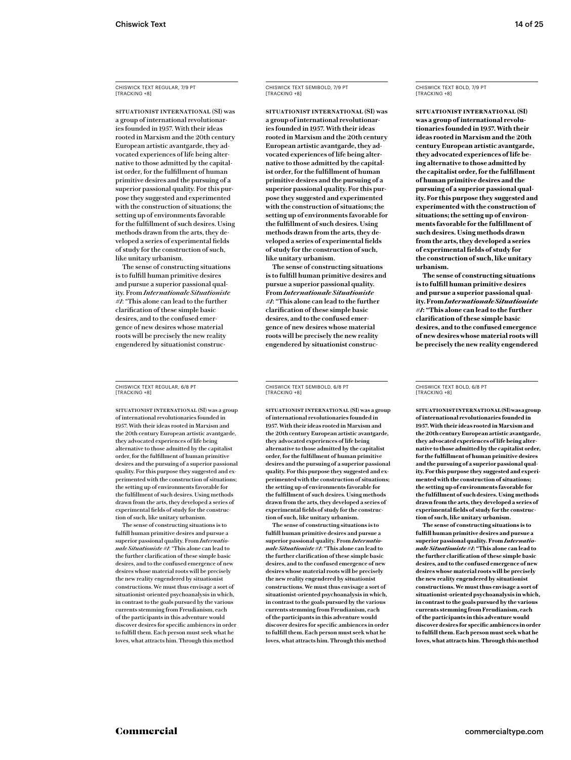CHISWICK TEXT REGULAR, 7/9 PT
[TRACKING +8]

SITUATIONIST INTERNATIONAL (SI) was a group of international revolutionaries founded in 1957. With their ideas rooted in Marxism and the 20th century European artistic avantgarde, they advocated experiences of life being alternative to those admitted by the capitalist order, for the fulfillment of human primitive desires and the pursuing of a superior passional quality. For this purpose they suggested and experimented with the construction of situations; the setting up of environments favorable for the fulfillment of such desires. Using methods drawn from the arts, they developed a series of experimental fields of study for the construction of such, like unitary urbanism.

The sense of constructing situations is to fulfill human primitive desires and pursue a superior passional quality. From *Internationale Situationiste #1*: "This alone can lead to the further clarification of these simple basic desires, and to the confused emergence of new desires whose material roots will be precisely the new reality engendered by situationist construc-

CHISWICK TEXT SEMIBOLD, 7/9 PT
[TRACKING +8]

**SITUATIONIST INTERNATIONAL (SI) was a group of international revolutionaries founded in 1957. With their ideas rooted in Marxism and the 20th century European artistic avantgarde, they advocated experiences of life being alternative to those admitted by the capitalist order, for the fulfillment of human primitive desires and the pursuing of a superior passional quality. For this purpose they suggested and experimented with the construction of situations; the setting up of environments favorable for the fulfillment of such desires. Using methods drawn from the arts, they developed a series of experimental fields of study for the construction of such, like unitary urbanism.**

**The sense of constructing situations is to fulfill human primitive desires and pursue a superior passional quality. From *Internationale Situationiste #1*: "This alone can lead to the further clarification of these simple basic desires, and to the confused emergence of new desires whose material roots will be precisely the new reality engendered by situationist construc-**

CHISWICK TEXT BOLD, 7/9 PT
[TRACKING +8]

**SITUATIONIST INTERNATIONAL (SI) was a group of international revolutionaries founded in 1957. With their ideas rooted in Marxism and the 20th century European artistic avantgarde, they advocated experiences of life being alternative to those admitted by the capitalist order, for the fulfillment of human primitive desires and the pursuing of a superior passional quality. For this purpose they suggested and experimented with the construction of situations; the setting up of environments favorable for the fulfillment of such desires. Using methods drawn from the arts, they developed a series of experimental fields of study for the construction of such, like unitary urbanism.**

**The sense of constructing situations is to fulfill human primitive desires and pursue a superior passional quality. From *Internationale Situationiste #1*: "This alone can lead to the further clarification of these simple basic desires, and to the confused emergence of new desires whose material roots will be precisely the new reality engendered**

CHISWICK TEXT REGULAR, 6/8 PT
[TRACKING +8]

SITUATIONIST INTERNATIONAL (SI) was a group of international revolutionaries founded in 1957. With their ideas rooted in Marxism and the 20th century European artistic avantgarde, they advocated experiences of life being alternative to those admitted by the capitalist order, for the fulfillment of human primitive desires and the pursuing of a superior passional quality. For this purpose they suggested and experimented with the construction of situations; the setting up of environments favorable for the fulfillment of such desires. Using methods drawn from the arts, they developed a series of experimental fields of study for the construction of such, like unitary urbanism.

The sense of constructing situations is to fulfill human primitive desires and pursue a superior passional quality. From *Internationale Situationiste #1*: "This alone can lead to the further clarification of these simple basic desires, and to the confused emergence of new desires whose material roots will be precisely the new reality engendered by situationist constructions. We must thus envisage a sort of situationist-oriented psychoanalysis in which, in contrast to the goals pursued by the various currents stemming from Freudianism, each of the participants in this adventure would discover desires for specific ambiences in order to fulfill them. Each person must seek what he loves, what attracts him. Through this method

CHISWICK TEXT SEMIBOLD, 6/8 PT
[TRACKING +8]

**SITUATIONIST INTERNATIONAL (SI) was a group of international revolutionaries founded in 1957. With their ideas rooted in Marxism and the 20th century European artistic avantgarde, they advocated experiences of life being alternative to those admitted by the capitalist order, for the fulfillment of human primitive desires and the pursuing of a superior passional quality. For this purpose they suggested and experimented with the construction of situations; the setting up of environments favorable for the fulfillment of such desires. Using methods drawn from the arts, they developed a series of experimental fields of study for the construction of such, like unitary urbanism.**

**The sense of constructing situations is to fulfill human primitive desires and pursue a superior passional quality. From *Internationale Situationiste #1*: "This alone can lead to the further clarification of these simple basic desires, and to the confused emergence of new desires whose material roots will be precisely the new reality engendered by situationist constructions. We must thus envisage a sort of situationist-oriented psychoanalysis in which, in contrast to the goals pursued by the various currents stemming from Freudianism, each of the participants in this adventure would discover desires for specific ambiences in order to fulfill them. Each person must seek what he loves, what attracts him. Through this method**

CHISWICK TEXT BOLD, 6/8 PT
[TRACKING +8]

**SITUATIONIST INTERNATIONAL (SI) was a group of international revolutionaries founded in 1957. With their ideas rooted in Marxism and the 20th century European artistic avantgarde, they advocated experiences of life being alternative to those admitted by the capitalist order, for the fulfillment of human primitive desires and the pursuing of a superior passional quality. For this purpose they suggested and experimented with the construction of situations; the setting up of environments favorable for the fulfillment of such desires. Using methods drawn from the arts, they developed a series of experimental fields of study for the construction of such, like unitary urbanism.**

**The sense of constructing situations is to fulfill human primitive desires and pursue a superior passional quality. From *Internationale Situationiste #1*: "This alone can lead to the further clarification of these simple basic desires, and to the confused emergence of new desires whose material roots will be precisely the new reality engendered by situationist constructions. We must thus envisage a sort of situationist-oriented psychoanalysis in which, in contrast to the goals pursued by the various currents stemming from Freudianism, each of the participants in this adventure would discover desires for specific ambiences in order to fulfill them. Each person must seek what he loves, what attracts him. Through this method**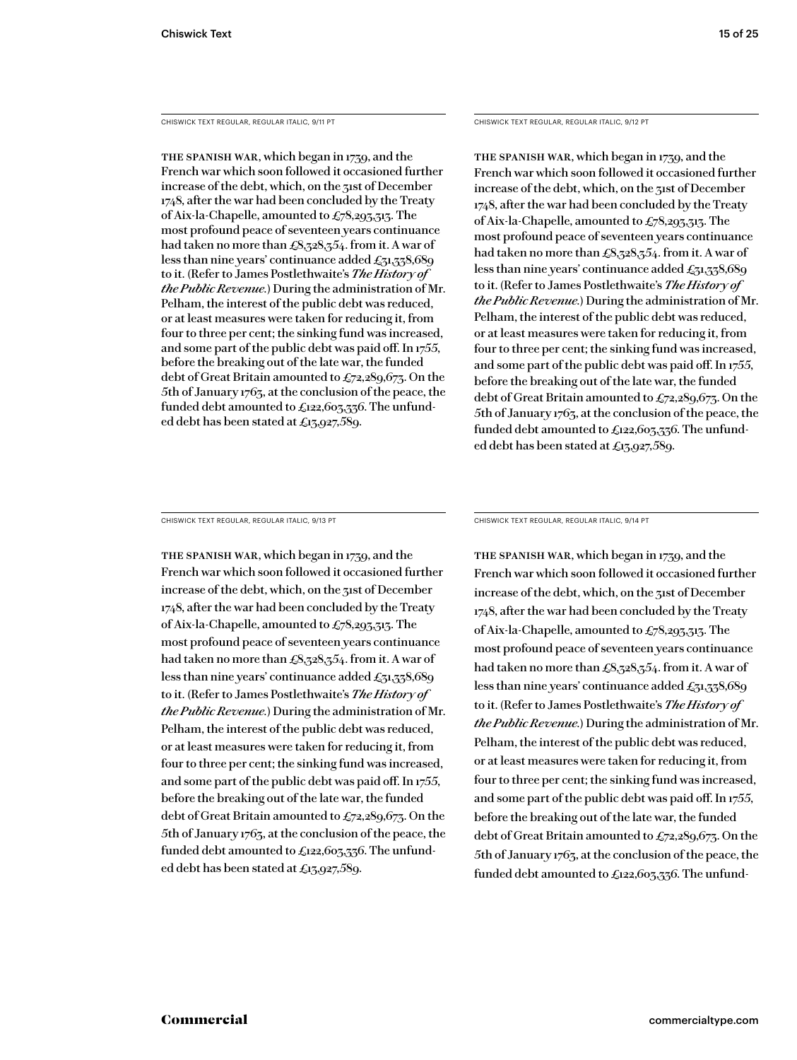CHISWICK TEXT REGULAR, REGULAR ITALIC, 9/11 PT

The Spanish war, which began in 1739, and the French war which soon followed it occasioned further increase of the debt, which, on the 31st of December 1748, after the war had been concluded by the Treaty of Aix-la-Chapelle, amounted to £78,293,313. The most profound peace of seventeen years continuance had taken no more than £8,328,354. from it. A war of less than nine years' continuance added £31,338,689 to it. (Refer to James Postlethwaite's *The History of the Public Revenue.*) During the administration of Mr. Pelham, the interest of the public debt was reduced, or at least measures were taken for reducing it, from four to three per cent; the sinking fund was increased, and some part of the public debt was paid off. In 1755, before the breaking out of the late war, the funded debt of Great Britain amounted to £72,289,673. On the 5th of January 1763, at the conclusion of the peace, the funded debt amounted to £122,603,336. The unfunded debt has been stated at £13,927,589.

CHISWICK TEXT REGULAR, REGULAR ITALIC, 9/12 PT

The Spanish war, which began in 1739, and the French war which soon followed it occasioned further increase of the debt, which, on the 31st of December 1748, after the war had been concluded by the Treaty of Aix-la-Chapelle, amounted to £78,293,313. The most profound peace of seventeen years continuance had taken no more than £8,328,354. from it. A war of less than nine years' continuance added £31,338,689 to it. (Refer to James Postlethwaite's *The History of the Public Revenue.*) During the administration of Mr. Pelham, the interest of the public debt was reduced, or at least measures were taken for reducing it, from four to three per cent; the sinking fund was increased, and some part of the public debt was paid off. In 1755, before the breaking out of the late war, the funded debt of Great Britain amounted to £72,289,673. On the 5th of January 1763, at the conclusion of the peace, the funded debt amounted to £122,603,336. The unfunded debt has been stated at £13,927,589.

CHISWICK TEXT REGULAR, REGULAR ITALIC, 9/13 PT

The Spanish war, which began in 1739, and the French war which soon followed it occasioned further increase of the debt, which, on the 31st of December 1748, after the war had been concluded by the Treaty of Aix-la-Chapelle, amounted to £78,293,313. The most profound peace of seventeen years continuance had taken no more than £8,328,354. from it. A war of less than nine years' continuance added £31,338,689 to it. (Refer to James Postlethwaite's *The History of the Public Revenue.*) During the administration of Mr. Pelham, the interest of the public debt was reduced, or at least measures were taken for reducing it, from four to three per cent; the sinking fund was increased, and some part of the public debt was paid off. In 1755, before the breaking out of the late war, the funded debt of Great Britain amounted to £72,289,673. On the 5th of January 1763, at the conclusion of the peace, the funded debt amounted to £122,603,336. The unfunded debt has been stated at £13,927,589.

CHISWICK TEXT REGULAR, REGULAR ITALIC, 9/14 PT

The Spanish war, which began in 1739, and the French war which soon followed it occasioned further increase of the debt, which, on the 31st of December 1748, after the war had been concluded by the Treaty of Aix-la-Chapelle, amounted to £78,293,313. The most profound peace of seventeen years continuance had taken no more than £8,328,354. from it. A war of less than nine years' continuance added £31,338,689 to it. (Refer to James Postlethwaite's *The History of the Public Revenue.*) During the administration of Mr. Pelham, the interest of the public debt was reduced, or at least measures were taken for reducing it, from four to three per cent; the sinking fund was increased, and some part of the public debt was paid off. In 1755, before the breaking out of the late war, the funded debt of Great Britain amounted to £72,289,673. On the 5th of January 1763, at the conclusion of the peace, the funded debt amounted to £122,603,336. The unfund-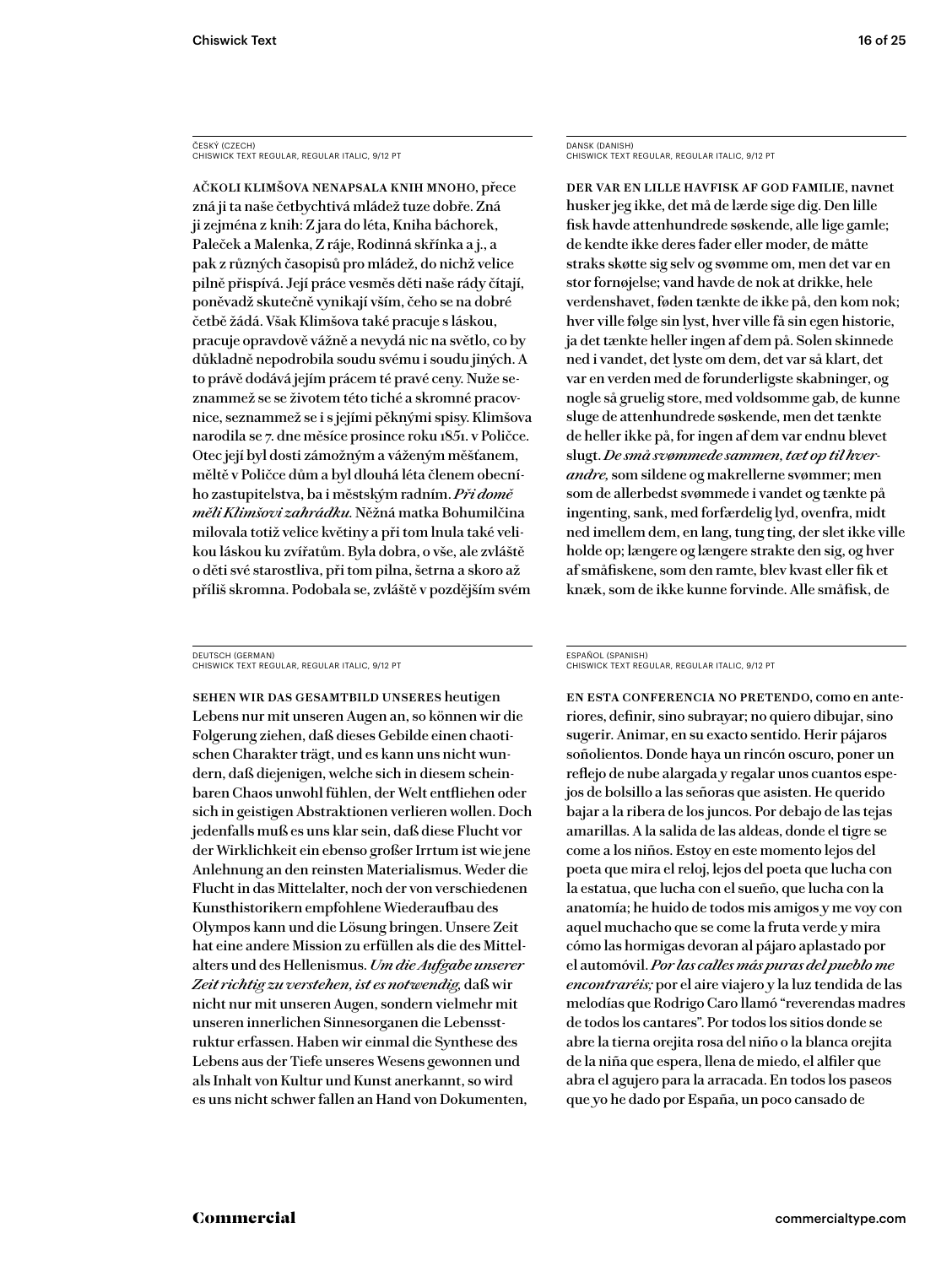ČESKÝ (CZECH)
CHISWICK TEXT REGULAR, REGULAR ITALIC, 9/12 PT

AČKOLI KLIMŠOVA NENAPSALA KNIH MNOHO, přece zná ji ta naše četbychtivá mládež tuze dobře. Zná ji zejména z knih: Z jara do léta, Kniha báchorek, Paleček a Malenka, Z ráje, Rodinná skřínka a j., a pak z různých časopisů pro mládež, do nichž velice pilně přispívá. Její práce vesměs děti naše rády čítají, poněvadž skutečně vynikají vším, čeho se na dobré četbě žádá. Však Klimšova také pracuje s láskou, pracuje opravdově vážně a nevydá nic na světlo, co by důkladně nepodrobila soudu svému i soudu jiných. A to právě dodává jejím prácem té pravé ceny. Nuže seznammež se se životem této tiché a skromné pracovnice, seznammež se i s jejími pěknými spisy. Klimšova narodila se 7. dne měsíce prosince roku 1851. v Poličce. Otec její byl dosti zámožným a váženým měšťanem, měltě v Poličce dům a byl dlouhá léta členem obecního zastupitelstva, ba i městským radním. *Při domě měli Klimšovi zahrádku.* Něžná matka Bohumilčina milovala totiž velice květiny a při tom lnula také velikou láskou ku zvířatům. Byla dobra, o vše, ale zvláště o děti své starostliva, při tom pilna, šetrna a skoro až příliš skromna. Podobala se, zvláště v pozdějším svém

DANSK (DANISH)
CHISWICK TEXT REGULAR, REGULAR ITALIC, 9/12 PT

DER VAR EN LILLE HAVFISK AF GOD FAMILIE, navnet husker jeg ikke, det må de lærde sige dig. Den lille fisk havde attenhundrede søskende, alle lige gamle; de kendte ikke deres fader eller moder, de måtte straks skøtte sig selv og svømme om, men det var en stor fornøjelse; vand havde de nok at drikke, hele verdenshavet, føden tænkte de ikke på, den kom nok; hver ville følge sin lyst, hver ville få sin egen historie, ja det tænkte heller ingen af dem på. Solen skinnede ned i vandet, det lyste om dem, det var så klart, det var en verden med de forunderligste skabninger, og nogle så gruelig store, med voldsomme gab, de kunne sluge de attenhundrede søskende, men det tænkte de heller ikke på, for ingen af dem var endnu blevet slugt. *De små svømmede sammen, tæt op til hverandre,* som sildene og makrellerne svømmer; men som de allerbedst svømmede i vandet og tænkte på ingenting, sank, med forfærdelig lyd, ovenfra, midt ned imellem dem, en lang, tung ting, der slet ikke ville holde op; længere og længere strakte den sig, og hver af småfiskene, som den ramte, blev kvast eller fik et knæk, som de ikke kunne forvinde. Alle småfisk, de

DEUTSCH (GERMAN)
CHISWICK TEXT REGULAR, REGULAR ITALIC, 9/12 PT

SEHEN WIR DAS GESAMTBILD UNSERES heutigen Lebens nur mit unseren Augen an, so können wir die Folgerung ziehen, daß dieses Gebilde einen chaotischen Charakter trägt, und es kann uns nicht wundern, daß diejenigen, welche sich in diesem scheinbaren Chaos unwohl fühlen, der Welt entfliehen oder sich in geistigen Abstraktionen verlieren wollen. Doch jedenfalls muß es uns klar sein, daß diese Flucht vor der Wirklichkeit ein ebenso großer Irrtum ist wie jene Anlehnung an den reinsten Materialismus. Weder die Flucht in das Mittelalter, noch der von verschiedenen Kunsthistorikern empfohlene Wiederaufbau des Olympos kann und die Lösung bringen. Unsere Zeit hat eine andere Mission zu erfüllen als die des Mittelalters und des Hellenismus. *Um die Aufgabe unserer Zeit richtig zu verstehen, ist es notwendig,* daß wir nicht nur mit unseren Augen, sondern vielmehr mit unseren innerlichen Sinnesorganen die Lebensstruktur erfassen. Haben wir einmal die Synthese des Lebens aus der Tiefe unseres Wesens gewonnen und als Inhalt von Kultur und Kunst anerkannt, so wird es uns nicht schwer fallen an Hand von Dokumenten,

ESPAÑOL (SPANISH)
CHISWICK TEXT REGULAR, REGULAR ITALIC, 9/12 PT

EN ESTA CONFERENCIA NO PRETENDO, como en anteriores, definir, sino subrayar; no quiero dibujar, sino sugerir. Animar, en su exacto sentido. Herir pájaros soñolientos. Donde haya un rincón oscuro, poner un reflejo de nube alargada y regalar unos cuantos espejos de bolsillo a las señoras que asisten. He querido bajar a la ribera de los juncos. Por debajo de las tejas amarillas. A la salida de las aldeas, donde el tigre se come a los niños. Estoy en este momento lejos del poeta que mira el reloj, lejos del poeta que lucha con la estatua, que lucha con el sueño, que lucha con la anatomía; he huido de todos mis amigos y me voy con aquel muchacho que se come la fruta verde y mira cómo las hormigas devoran al pájaro aplastado por el automóvil. *Por las calles más puras del pueblo me encontraréis;* por el aire viajero y la luz tendida de las melodías que Rodrigo Caro llamó "reverendas madres de todos los cantares". Por todos los sitios donde se abre la tierna orejita rosa del niño o la blanca orejita de la niña que espera, llena de miedo, el alfiler que abra el agujero para la arracada. En todos los paseos que yo he dado por España, un poco cansado de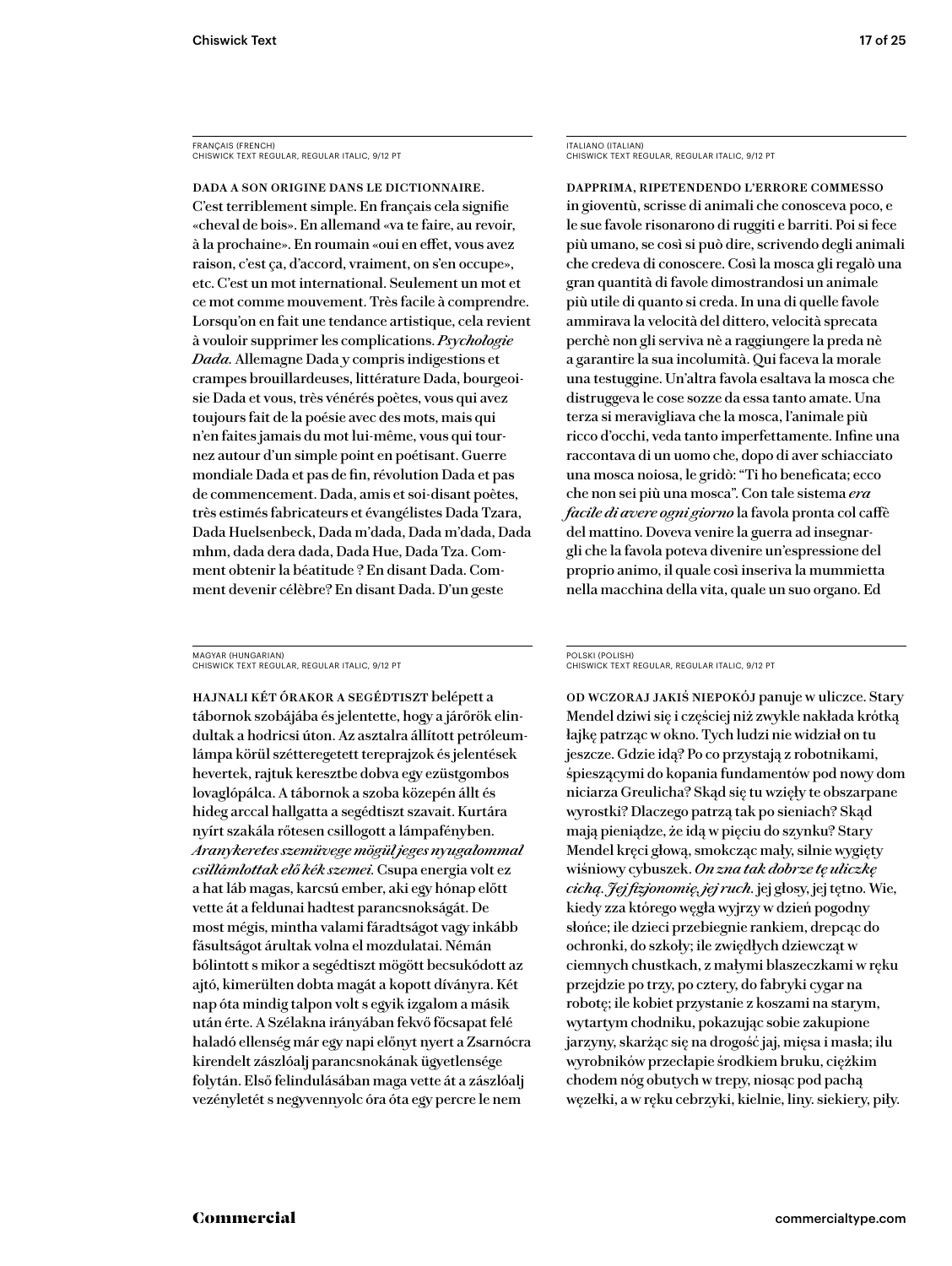FRANÇAIS (FRENCH)
CHISWICK TEXT REGULAR, REGULAR ITALIC, 9/12 PT

DADA A SON ORIGINE DANS LE DICTIONNAIRE. C'est terriblement simple. En français cela signifie «cheval de bois». En allemand «va te faire, au revoir, à la prochaine». En roumain «oui en effet, vous avez raison, c'est ça, d'accord, vraiment, on s'en occupe», etc. C'est un mot international. Seulement un mot et ce mot comme mouvement. Très facile à comprendre. Lorsqu'on en fait une tendance artistique, cela revient à vouloir supprimer les complications. *Psychologie Dada.* Allemagne Dada y compris indigestions et crampes brouillardeuses, littérature Dada, bourgeoisie Dada et vous, très vénérés poètes, vous qui avez toujours fait de la poésie avec des mots, mais qui n'en faites jamais du mot lui-même, vous qui tournez autour d'un simple point en poétisant. Guerre mondiale Dada et pas de fin, révolution Dada et pas de commencement. Dada, amis et soi-disant poètes, très estimés fabricateurs et évangélistes Dada Tzara, Dada Huelsenbeck, Dada m'dada, Dada m'dada, Dada mhm, dada dera dada, Dada Hue, Dada Tza. Comment obtenir la béatitude ? En disant Dada. Comment devenir célèbre? En disant Dada. D'un geste

ITALIANO (ITALIAN)
CHISWICK TEXT REGULAR, REGULAR ITALIC, 9/12 PT

DAPPRIMA, RIPETENDENDO L'ERRORE COMMESSO in gioventù, scrisse di animali che conosceva poco, e le sue favole risonarono di ruggiti e barriti. Poi si fece più umano, se così si può dire, scrivendo degli animali che credeva di conoscere. Così la mosca gli regalò una gran quantità di favole dimostrandosi un animale più utile di quanto si creda. In una di quelle favole ammirava la velocità del dittero, velocità sprecata perchè non gli serviva nè a raggiungere la preda nè a garantire la sua incolumità. Qui faceva la morale una testuggine. Un'altra favola esaltava la mosca che distruggeva le cose sozze da essa tanto amate. Una terza si meravigliava che la mosca, l'animale più ricco d'occhi, veda tanto imperfettamente. Infine una raccontava di un uomo che, dopo di aver schiacciato una mosca noiosa, le gridò: "Ti ho beneficata; ecco che non sei più una mosca". Con tale sistema *era facile di avere ogni giorno* la favola pronta col caffè del mattino. Doveva venire la guerra ad insegnargli che la favola poteva divenire un'espressione del proprio animo, il quale così inseriva la mummietta nella macchina della vita, quale un suo organo. Ed

MAGYAR (HUNGARIAN)
CHISWICK TEXT REGULAR, REGULAR ITALIC, 9/12 PT

HAJNALI KÉT ÓRAKOR A SEGÉDTISZT belépett a tábornok szobájába és jelentette, hogy a járőrök elindultak a hodricsi úton. Az asztalra állított petróleumlámpa körül szétteregetett tereprajzok és jelentések hevertek, rajtuk keresztbe dobva egy ezüstgombos lovaglópálca. A tábornok a szoba közepén állt és hideg arccal hallgatta a segédtiszt szavait. Kurtára nyírt szakála rőtesen csillogott a lámpafényben. *Aranykeretes szemüvege mögül jeges nyugalommal csillámlottak elő kék szemei.* Csupa energia volt ez a hat láb magas, karcsú ember, aki egy hónap előtt vette át a feldunai hadtest parancsnokságát. De most mégis, mintha valami fáradtságot vagy inkább fásultságot árultak volna el mozdulatai. Némán bólintott s mikor a segédtiszt mögött becsukódott az ajtó, kimerülten dobta magát a kopott díványra. Két nap óta mindig talpon volt s egyik izgalom a másik után érte. A Szélakna irányában fekvő főcsapat felé haladó ellenség már egy napi előnyt nyert a Zsarnócra kirendelt zászlóalj parancsnokának ügyetlensége folytán. Első felindulásában maga vette át a zászlóalj vezényletét s negyvennyolc óra óta egy percre le nem

POLSKI (POLISH)
CHISWICK TEXT REGULAR, REGULAR ITALIC, 9/12 PT

OD WCZORAJ JAKIŚ NIEPOKÓJ panuje w uliczce. Stary Mendel dziwi się i częściej niż zwykle nakłada krótką łajkę patrząc w okno. Tych ludzi nie widział on tu jeszcze. Gdzie idą? Po co przystają z robotnikami, śpieszącymi do kopania fundamentów pod nowy dom niciarza Greulicha? Skąd się tu wzięły te obszarpane wyrostki? Dlaczego patrzą tak po sieniach? Skąd mają pieniądze, że idą w pięciu do szynku? Stary Mendel kręci głową, smokcząc mały, silnie wygięty wiśniowy cybuszek. *On zna tak dobrze tę uliczkę cichą. Jej fizjonomię, jej ruch.* jej głosy, jej tętno. Wie, kiedy zza którego węgła wyjrzy w dzień pogodny słońce; ile dzieci przebiegnie rankiem, drepcąc do ochronki, do szkoły; ile zwiędłych dziewcząt w ciemnych chustkach, z małymi blaszeczkami w ręku przejdzie po trzy, po cztery, do fabryki cygar na robotę; ile kobiet przystanie z koszami na starym, wytartym chodniku, pokazując sobie zakupione jarzyny, skarżąc się na drogość jaj, mięsa i masła; ilu wyrobników przecłapie środkiem bruku, ciężkim chodem nóg obutych w trepy, niosąc pod pachą węzełki, a w ręku cebrzyki, kielnie, liny. siekiery, piły.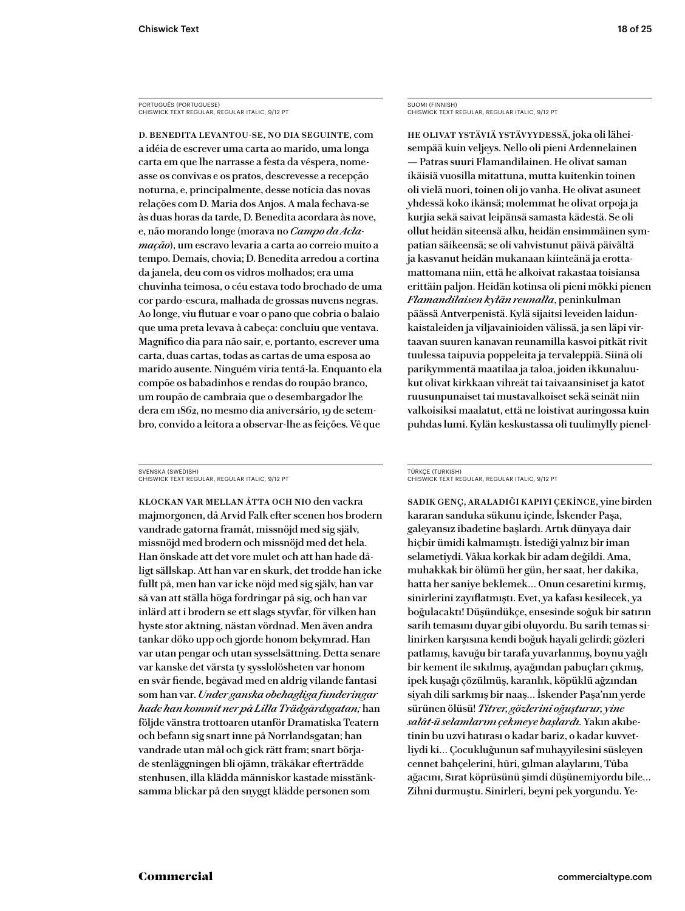PORTUGUÊS (PORTUGUESE)
CHISWICK TEXT REGULAR, REGULAR ITALIC, 9/12 PT

D. BENEDITA LEVANTOU-SE, NO DIA SEGUINTE, com a idéia de escrever uma carta ao marido, uma longa carta em que lhe narrasse a festa da véspera, nomeasse os convivas e os pratos, descrevesse a recepção noturna, e, principalmente, desse notícia das novas relações com D. Maria dos Anjos. A mala fechava-se às duas horas da tarde, D. Benedita acordara às nove, e, não morando longe (morava no *Campo da Aclamação*), um escravo levaria a carta ao correio muito a tempo. Demais, chovia; D. Benedita arredou a cortina da janela, deu com os vidros molhados; era uma chuvinha teimosa, o céu estava todo brochado de uma cor pardo-escura, malhada de grossas nuvens negras. Ao longe, viu flutuar e voar o pano que cobria o balaio que uma preta levava à cabeça: concluiu que ventava. Magnífico dia para não sair, e, portanto, escrever uma carta, duas cartas, todas as cartas de uma esposa ao marido ausente. Ninguém viria tentá-la. Enquanto ela compõe os babadinhos e rendas do roupão branco, um roupão de cambraia que o desembargador lhe dera em 1862, no mesmo dia aniversário, 19 de setembro, convido a leitora a observar-lhe as feições. Vê que

SUOMI (FINNISH)
CHISWICK TEXT REGULAR, REGULAR ITALIC, 9/12 PT

HE OLIVAT YSTÄVIÄ YSTÄVYYDESSÄ, joka oli läheisempää kuin veljeys. Nello oli pieni Ardennelainen — Patras suuri Flamandilainen. He olivat saman ikäisiä vuosilla mitattuna, mutta kuitenkin toinen oli vielä nuori, toinen oli jo vanha. He olivat asuneet yhdessä koko ikänsä; molemmat he olivat orpoja ja kurjia sekä saivat leipänsä samasta kädestä. Se oli ollut heidän siteensä alku, heidän ensimmäinen sympatian säikeensä; se oli vahvistunut päivä päivältä ja kasvanut heidän mukanaan kiinteänä ja erottamattomana niin, että he alkoivat rakastaa toisiansa erittäin paljon. Heidän kotinsa oli pieni mökki pienen *Flamandilaisen kylän reunalla*, peninkulman päässä Antverpenistä. Kylä sijaitsi leveiden laidunkaistaleiden ja viljavainioiden välissä, ja sen läpi virtaavan suuren kanavan reunamilla kasvoi pitkät rivit tuulessa taipuvia poppeleita ja tervaleppiä. Siinä oli parikymmentä maatilaa ja taloa, joiden ikkunaluukut olivat kirkkaan vihreät tai taivaansiniset ja katot ruusunpunaiset tai mustavalkoiset sekä seinät niin valkoisiksi maalatut, että ne loistivat auringossa kuin puhdas lumi. Kylän keskustassa oli tuulimylly pienel-

SVENSKA (SWEDISH)
CHISWICK TEXT REGULAR, REGULAR ITALIC, 9/12 PT

KLOCKAN VAR MELLAN ÅTTA OCH NIO den vackra majmorgonen, då Arvid Falk efter scenen hos brodern vandrade gatorna framåt, missnöjd med sig själv, missnöjd med brodern och missnöjd med det hela. Han önskade att det vore mulet och att han hade dåligt sällskap. Att han var en skurk, det trodde han icke fullt på, men han var icke nöjd med sig själv, han var så van att ställa höga fordringar på sig, och han var inlärd att i brodern se ett slags styvfar, för vilken han hyste stor aktning, nästan vördnad. Men även andra tankar döko upp och gjorde honom bekymrad. Han var utan pengar och utan sysselsättning. Detta senare var kanske det värsta ty sysslolösheten var honom en svår fiende, begåvad med en aldrig vilande fantasi som han var. *Under ganska obehagliga funderingar hade han kommit ner på Lilla Trädgårdsgatan;* han följde vänstra trottoaren utanför Dramatiska Teatern och befann sig snart inne på Norrlandsgatan; han vandrade utan mål och gick rätt fram; snart började stenläggningen bli ojämn, träkåkar efterträdde stenhusen, illa klädda människor kastade misstänksamma blickar på den snyggt klädde personen som

TÜRKÇE (TURKISH)
CHISWICK TEXT REGULAR, REGULAR ITALIC, 9/12 PT

SADIK GENÇ, ARALADIĞI KAPIYI ÇEKİNCE, yine birden kararan sanduka sükunu içinde, İskender Paşa, galeyansız ibadetine başlardı. Artık dünyaya dair hiçbir ümidi kalmamıştı. İstediği yalnız bir iman selametiydi. Vâkıa korkak bir adam değildi. Ama, muhakkak bir ölümü her gün, her saat, her dakika, hatta her saniye beklemek… Onun cesaretini kırmış, sinirlerini zayıflatmıştı. Evet, ya kafası kesilecek, ya boğulacaktı! Düşündükçe, ensesinde soğuk bir satırın sarih temasını duyar gibi oluyordu. Bu sarih temas silinirken karşısına kendi boğuk hayali gelirdi; gözleri patlamış, kavuğu bir tarafa yuvarlanmış, boynu yağlı bir kement ile sıkılmış, ayağından pabuçları çıkmış, ipek kuşağı çözülmüş, karanlık, köpüklü ağzından siyah dili sarkmış bir naaş… İskender Paşa'nın yerde sürünen ölüsü! *Titrer, gözlerini oğuşturur, yine salât-ü selamlarını çekmeye başlardı.* Yakın akıbetinin bu uzvî hatırası o kadar bariz, o kadar kuvvetliydi ki… Çocukluğunun saf muhayyilesini süsleyen cennet bahçelerini, hûri, gılman alaylarını, Tûba ağacını, Sırat köprüsünü şimdi düşünemiyordu bile… Zihni durmuştu. Sinirleri, beyni pek yorgundu. Ye-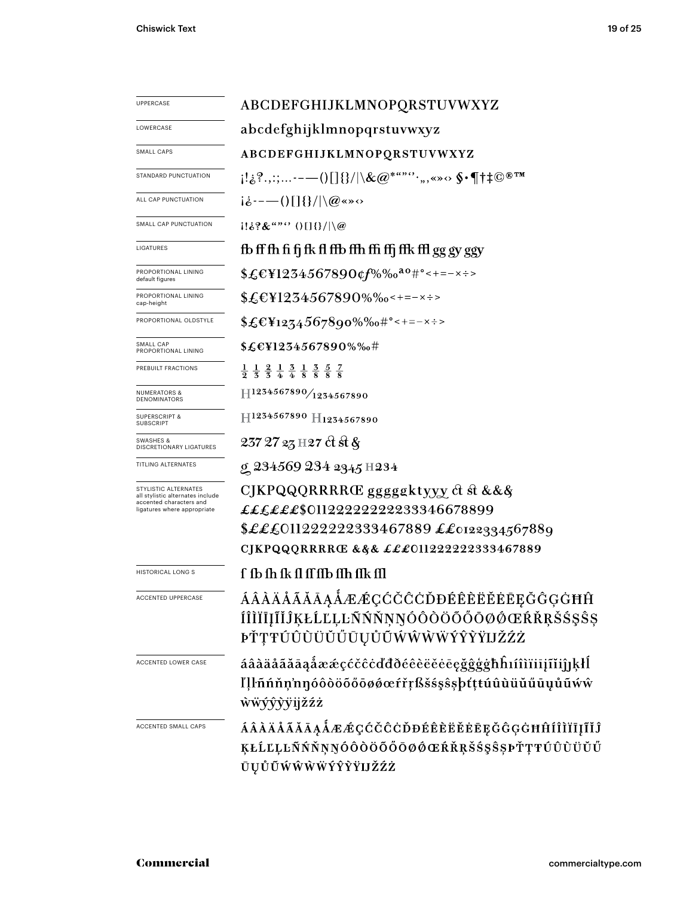| | |
|---|---|
| UPPERCASE | ABCDEFGHIJKLMNOPQRSTUVWXYZ |
| LOWERCASE | abcdefghijklmnopqrstuvwxyz |
| SMALL CAPS | ABCDEFGHIJKLMNOPQRSTUVWXYZ |
| STANDARD PUNCTUATION | ¡!¿?.,:;…‐–—()[]{}/\|\&@*“”‘’·„‚«»‹› §•¶†‡©®™ |
| ALL CAP PUNCTUATION | ¡¿‐–—()[]{}/\|\@«»‹› |
| SMALL CAP PUNCTUATION | ¡!¿?&“”‘’ ()[]{}/\|\@ |
| LIGATURES | fb ff fh fi fj fk fl ffb ffh ffi ffj ffk ffl gg gy ggy |
| PROPORTIONAL LINING default figures | $£€¥1234567890¢ƒ%‰ªº#°<+=−×÷> |
| PROPORTIONAL LINING cap-height | $£€¥1234567890%‰<+=−×÷> |
| PROPORTIONAL OLDSTYLE | $£€¥1234567890%‰#°<+=−×÷> |
| SMALL CAP PROPORTIONAL LINING | $£€¥1234567890%‰# |
| PREBUILT FRACTIONS | ½ ⅓ ⅔ ¼ ¾ ⅛ ⅜ ⅝ ⅞ |
| NUMERATORS & DENOMINATORS | H1234567890⁄1234567890 |
| SUPERSCRIPT & SUBSCRIPT | H1234567890 H1234567890 |
| SWASHES & DISCRETIONARY LIGATURES | 237 27 23 H27 ct st & |
| TITLING ALTERNATES | g 234569 234 2345 H234 |
| STYLISTIC ALTERNATES all stylistic alternates include accented characters and ligatures where appropriate | CJKPQQQRRRRŒ ggggg̃ktyyy ct st &&& <br> £££££$01122222222233346678899 <br> $£££01122222223333467889 ££0122334567889 <br> CJKPQQQRRRRŒ &&& £££0112222222333467889 |
| HISTORICAL LONG S | ſ ſb ſh ſk ſl ſſ ſſb ſſh ſſk ſſl |
| ACCENTED UPPERCASE | ÁÂÀÄÅÃĂĀĄǺÆǼÇĆČĈĊĎĐÉÊÈËĚĖĒĘĞĜĢĠĦĤÍÎÌÏĪĮĨĬĴĶŁĹĽĻĿÑŃŇŅŊÓÔÒÖÕŐŌØǾŒŔŘŖŠŚŞŜȘÞŤŢŦÚÛÙÜŬŰŪŲŮŨẂŴẀẄÝŶỲŸĲŽŹŻ |
| ACCENTED LOWER CASE | áâàäåãăāąǻæǽçćčĉċďđðéêèëěėēęğĝģġħĥıíîìïīįĩĭȷĵķłĺľļŀñńňŉņŋóôòöõőōøǿœŕřŗßšśşŝșþťţŧúûùüŭűūųůũẃŵẁẅýŷỳÿĳžźż |
| ACCENTED SMALL CAPS | ÁÂÀÄÅÃĂĀĄǺÆǼÇĆČĈĊĎĐÉÊÈËĚĖĒĘĞĜĢĠĦĤÍÎÌÏĪĮĨĬĴĶŁĹĽĻĿÑŃŇŅŊÓÔÒÖÕŐŌØǾŒŔŘŖŠŚŞŜȘÞŤŢŦÚÛÙÜŬŰŪŲŮŨẂŴẀẄÝŶỲŸĲŽŹŻ |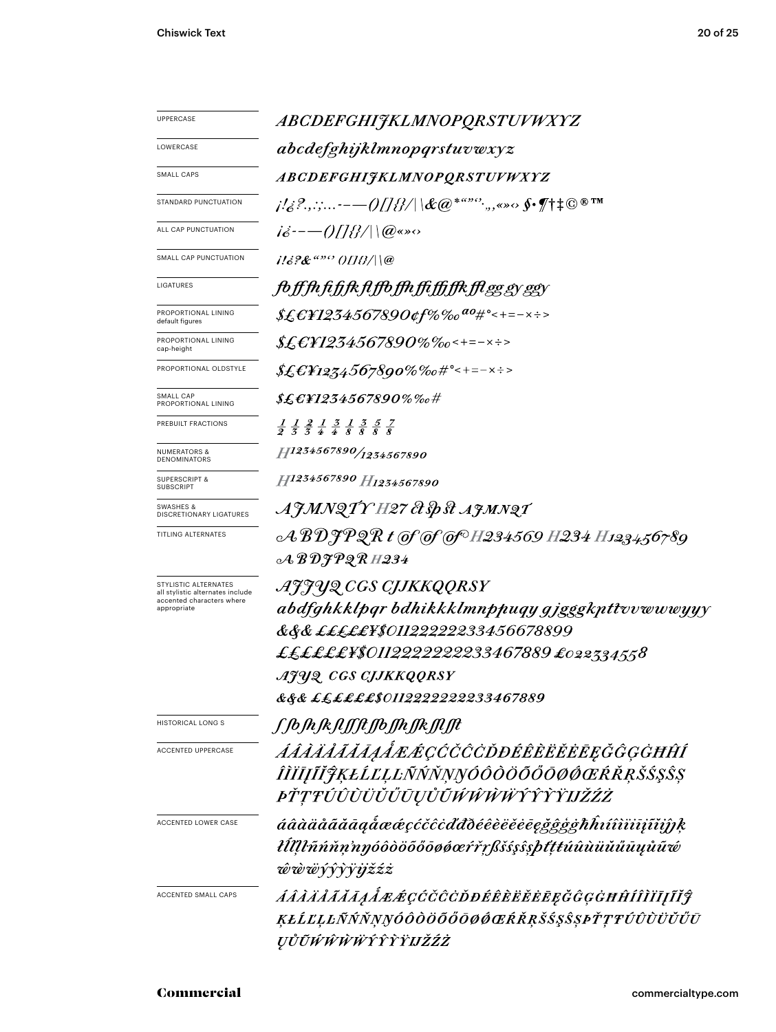| | |
|---|---|
| UPPERCASE | *ABCDEFGHIJKLMNOPQRSTUVWXYZ* |
| LOWERCASE | *abcdefghijklmnopqrstuvwxyz* |
| SMALL CAPS | *ABCDEFGHIJKLMNOPQRSTUVWXYZ* |
| STANDARD PUNCTUATION | *¡!¿?.,:;...-–—()[]{}/\|\&@*“”‘’·,,«»‹› §•¶†‡©®™* |
| ALL CAP PUNCTUATION | *¡¿-–—()[]{}/\|\@«»‹›* |
| SMALL CAP PUNCTUATION | *¡!¿?&“”‘’ ()[]{}/\|\@* |
| LIGATURES | *fb ff fh fi fj fk fl ffb ffh ffi ffj ffk ffl gg gy ggy* |
| PROPORTIONAL LINING default figures | *$£€¥1234567890¢ƒ%‰ªº#°<+=−×÷>* |
| PROPORTIONAL LINING cap-height | *$£€¥1234567890%‰<+=−×÷>* |
| PROPORTIONAL OLDSTYLE | *$£€¥1234567890%‰#°<+=−×÷>* |
| SMALL CAP PROPORTIONAL LINING | *$£€¥1234567890%‰#* |
| PREBUILT FRACTIONS | *½ ⅓ ⅔ ¼ ¾ ⅛ ⅜ ⅝ ⅞* |
| NUMERATORS & DENOMINATORS | *H1234567890/1234567890* |
| SUPERSCRIPT & SUBSCRIPT | *H1234567890 H1234567890* |
| SWASHES & DISCRETIONARY LIGATURES | *AJMNQTY H27 ct sp st AJMNQT* |
| TITLING ALTERNATES | *ABDJPQR t of of of H234569 H234 H123456789 ABDJPQR H234* |
| STYLISTIC ALTERNATES all stylistic alternates include accented characters where appropriate | *AJJYQ CGS CJJKKQQRSY abdfghkklpqr bdhikkklmnppuqy gjgggkpttvvwwwyyy &&& ££££££¥$01122222233456678899 ££££££¥$011222222222233467889 £022334558 AJYQ CGS CJJKKQQRSY &&& ££££££$0112222222233467889* |
| HISTORICAL LONG S | *ſ ſb ſh ſk ſl ſſ ſt ſſb ſſh ſſk ſſl ſſt* |
| ACCENTED UPPERCASE | *ÁÂÀÄÅÃĂĀĄǺÆǼÇĆČĈĊĎĐÉÊÈËĚĖĒĘĞĜĢĠĦĤÍÎÌÏĪĮĨĬĴĶŁĹĽĻĿÑŃŇŅŊÓÔÒÖÕŐŌØǾŒŔŘŖŠŚŞŜȘÞŤŢŦÚÛÙÜŬŰŪŲŮŨẂŴẀẄÝŶỲŸĲŽŹŻ* |
| ACCENTED LOWER CASE | *áâàäåãăāąǻæǽçćčĉċďđðéêèëěėēęğĝģġħĥıíîìïīįĩĭĵȷķłĺľļŀñńňņŉŋóôòöõőōøǿœŕřŗßšśşŝșþťţŧúûùüŭűūųůũẃŵẁẅýŷỳÿĳžźż* |
| ACCENTED SMALL CAPS | *ÁÂÀÄÅÃĂĀĄǺÆǼÇĆČĈĊĎĐÉÊÈËĚĖĒĘĞĜĢĠĦĤÍÎÌÏĪĮĨĬĴĶŁĹĽĻĿÑŃŇŅŊÓÔÒÖÕŐŌØǾŒŔŘŖŠŚŞŜȘÞŤŢŦÚÛÙÜŬŰŪŲŮŨẂŴẀẄÝŶỲŸĲŽŹŻ* |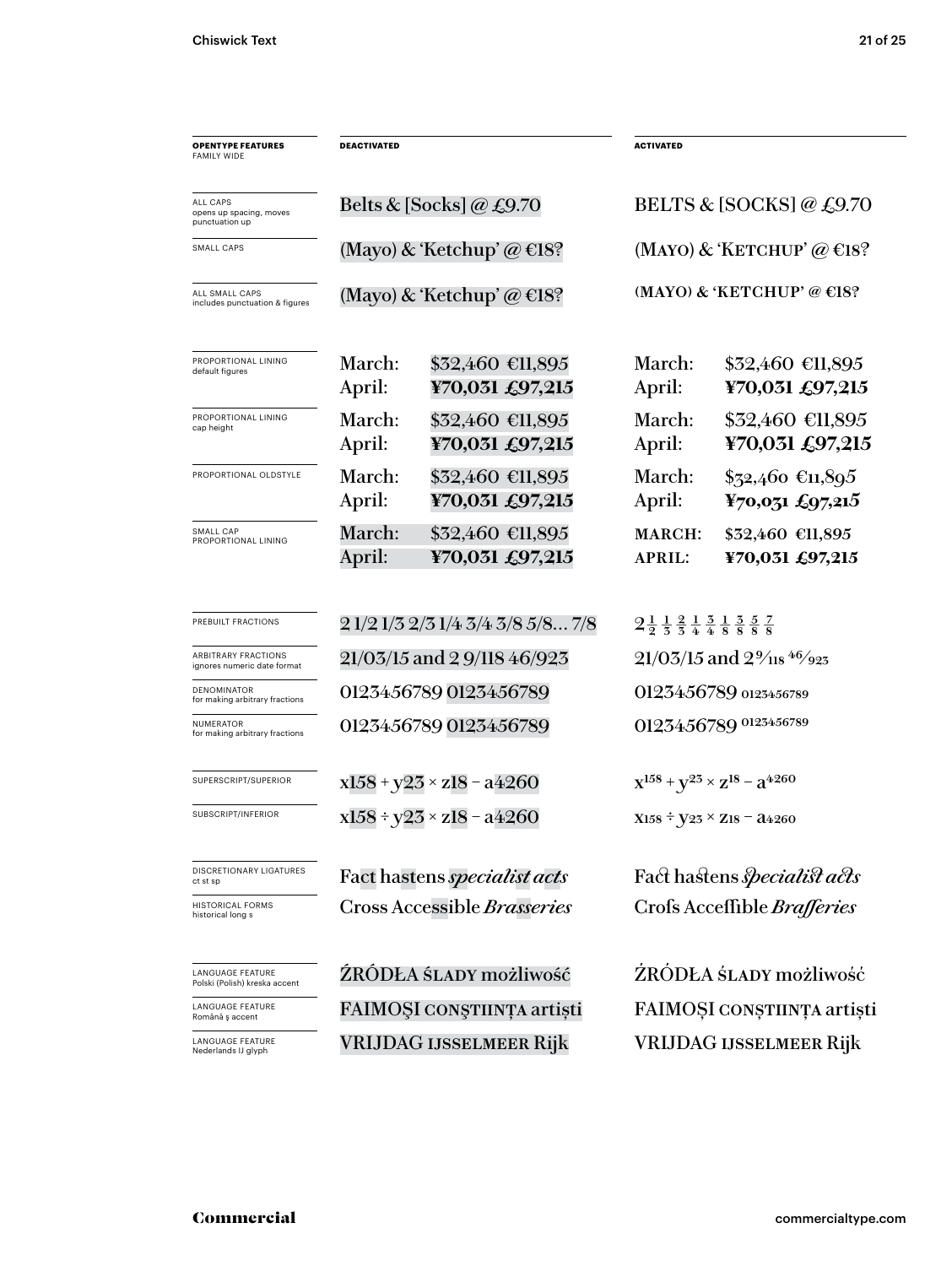| OPENTYPE FEATURES<br>FAMILY WIDE | DEACTIVATED | ACTIVATED |
|---|---|---|
| ALL CAPS<br>opens up spacing, moves punctuation up | Belts & [Socks] @ £9.70 | BELTS & [SOCKS] @ £9.70 |
| SMALL CAPS | (Mayo) & 'Ketchup' @ €18? | (MAYO) & 'KETCHUP' @ €18? |
| ALL SMALL CAPS<br>includes punctuation & figures | (Mayo) & 'Ketchup' @ €18? | (MAYO) & 'KETCHUP' @ €18? |
| PROPORTIONAL LINING<br>default figures | March: $32,460 €11,895<br>April: **¥70,031 £97,215** | March: $32,460 €11,895<br>April: **¥70,031 £97,215** |
| PROPORTIONAL LINING<br>cap height | March: $32,460 €11,895<br>April: **¥70,031 £97,215** | March: $32,460 €11,895<br>April: **¥70,031 £97,215** |
| PROPORTIONAL OLDSTYLE | March: $32,460 €11,895<br>April: **¥70,031 £97,215** | March: $32,460 €11,895<br>April: **¥70,031 £97,215** |
| SMALL CAP<br>PROPORTIONAL LINING | March: $32,460 €11,895<br>April: **¥70,031 £97,215** | MARCH: $32,460 €11,895<br>APRIL: **¥70,031 £97,215** |
| PREBUILT FRACTIONS | 2 1/2 1/3 2/3 1/4 3/4 3/8 5/8... 7/8 | 2½ ⅓ ⅔ ¼ ¾ ⅜ ⅝ ⅞ |
| ARBITRARY FRACTIONS<br>ignores numeric date format | 21/03/15 and 2 9/118 46/923 | 21/03/15 and 2 9/118 46/923 |
| DENOMINATOR<br>for making arbitrary fractions | 0123456789 0123456789 | 0123456789 0123456789 |
| NUMERATOR<br>for making arbitrary fractions | 0123456789 0123456789 | 0123456789 0123456789 |
| SUPERSCRIPT/SUPERIOR | x158 + y23 × z18 − a4260 | $x^{158} + y^{23} \times z^{18} - a^{4260}$ |
| SUBSCRIPT/INFERIOR | x158 ÷ y23 × z18 − a4260 | $x_{158} \div y_{23} \times z_{18} - a_{4260}$ |
| DISCRETIONARY LIGATURES<br>ct st sp | Fact hastens *specialist acts* | Fact hastens *specialist acts* |
| HISTORICAL FORMS<br>historical long s | Cross Accessible *Brasseries* | Crofs Acceffible *Brafferies* |
| LANGUAGE FEATURE<br>Polski (Polish) kreska accent | ŹRÓDŁA ŚLADY możliwość | ŹRÓDŁA ŚLADY możliwość |
| LANGUAGE FEATURE<br>Română ş accent | FAIMOŞI CONŞTIINŢA artişti | FAIMOȘI CONȘTIINȚA artiști |
| LANGUAGE FEATURE<br>Nederlands IJ glyph | VRIJDAG IJSSELMEER Rijk | VRIJDAG IJSSELMEER Rijk |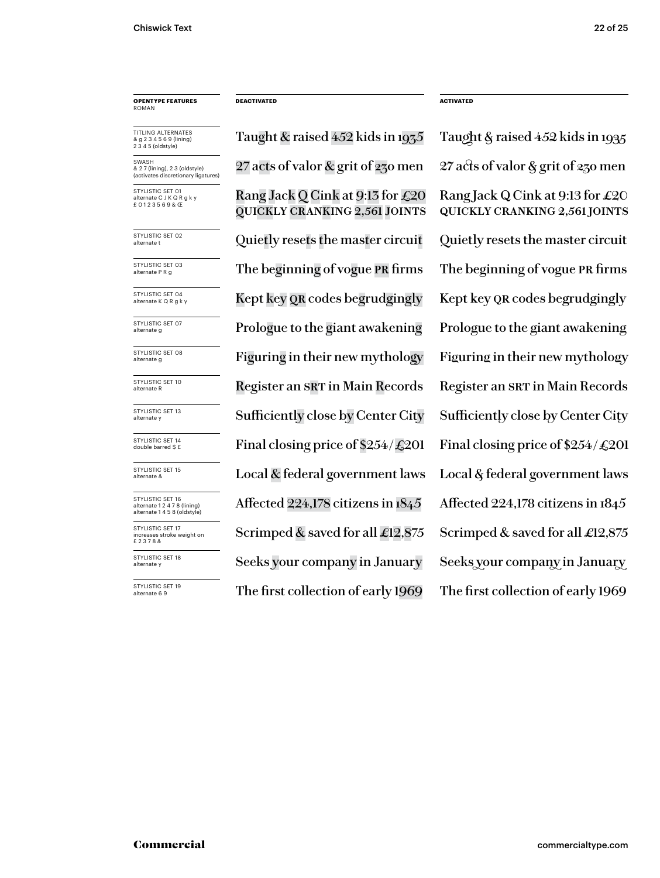| **OPENTYPE FEATURES** ROMAN | **DEACTIVATED** | **ACTIVATED** |
|---|---|---|
| TITLING ALTERNATES & g 2 3 4 5 6 9 (lining) 2 3 4 5 (oldstyle) | Taught & raised 452 kids in 1935 | Taught & raised 452 kids in 1935 |
| SWASH & 2 7 (lining), 2 3 (oldstyle) (activates discretionary ligatures) | 27 acts of valor & grit of 230 men | 27 acts of valor & grit of 230 men |
| STYLISTIC SET 01 alternate C J K Q R g k y £ 0 1 2 3 5 6 9 & Œ | Rang Jack Q Cink at 9:13 for £20 QUICKLY CRANKING 2,561 JOINTS | Rang Jack Q Cink at 9:13 for £20 QUICKLY CRANKING 2,561 JOINTS |
| STYLISTIC SET 02 alternate t | Quietly resets the master circuit | Quietly resets the master circuit |
| STYLISTIC SET 03 alternate P R g | The beginning of vogue PR firms | The beginning of vogue PR firms |
| STYLISTIC SET 04 alternate K Q R g k y | Kept key QR codes begrudgingly | Kept key QR codes begrudgingly |
| STYLISTIC SET 07 alternate g | Prologue to the giant awakening | Prologue to the giant awakening |
| STYLISTIC SET 08 alternate g | Figuring in their new mythology | Figuring in their new mythology |
| STYLISTIC SET 10 alternate R | Register an SRT in Main Records | Register an SRT in Main Records |
| STYLISTIC SET 13 alternate y | Sufficiently close by Center City | Sufficiently close by Center City |
| STYLISTIC SET 14 double barred $ £ | Final closing price of $254/£201 | Final closing price of $254/£201 |
| STYLISTIC SET 15 alternate & | Local & federal government laws | Local & federal government laws |
| STYLISTIC SET 16 alternate 1 2 4 7 8 (lining) alternate 1 4 5 8 (oldstyle) | Affected 224,178 citizens in 1845 | Affected 224,178 citizens in 1845 |
| STYLISTIC SET 17 increases stroke weight on £ 2 3 7 8 & | Scrimped & saved for all £12,875 | Scrimped & saved for all £12,875 |
| STYLISTIC SET 18 alternate y | Seeks your company in January | Seeks your company in January |
| STYLISTIC SET 19 alternate 6 9 | The first collection of early 1969 | The first collection of early 1969 |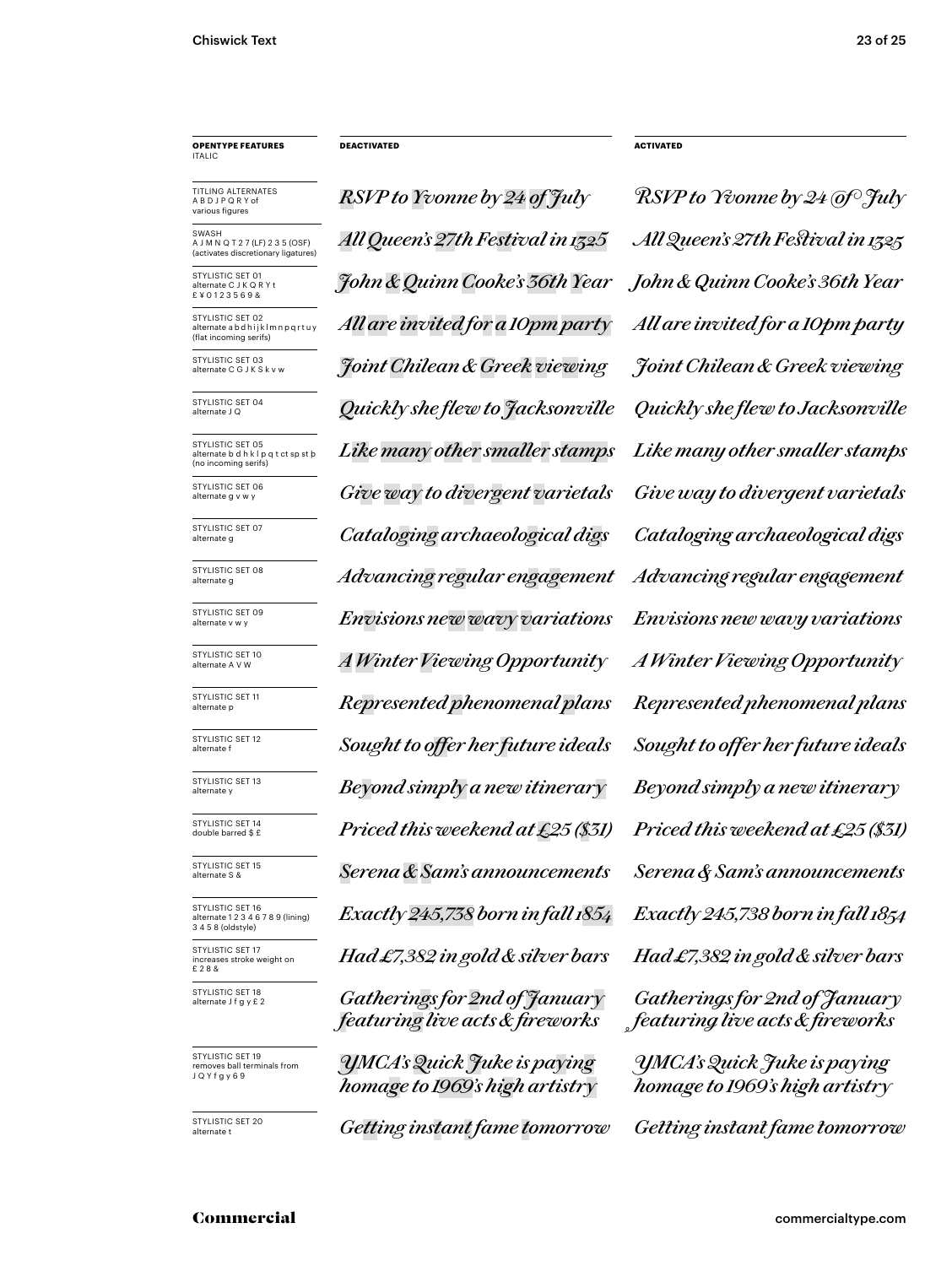| OPENTYPE FEATURES ITALIC | DEACTIVATED | ACTIVATED |
|---|---|---|
| TITLING ALTERNATES A B D J P Q R Y of various figures | *RSVP to Yvonne by 24 of July* | *RSVP to Yvonne by 24 of July* |
| SWASH A J M N Q T 2 7 (LF) 2 3 5 (OSF) (activates discretionary ligatures) | *All Queen's 27th Festival in 1325* | *All Queen's 27th Festival in 1325* |
| STYLISTIC SET 01 alternate C J K Q R Y t £ ¥ 0 1 2 3 5 6 9 & | *John & Quinn Cooke's 36th Year* | *John & Quinn Cooke's 36th Year* |
| STYLISTIC SET 02 alternate a b d h i j k l m n p q r t u y (flat incoming serifs) | *All are invited for a 10pm party* | *All are invited for a 10pm party* |
| STYLISTIC SET 03 alternate C G J K S k v w | *Joint Chilean & Greek viewing* | *Joint Chilean & Greek viewing* |
| STYLISTIC SET 04 alternate J Q | *Quickly she flew to Jacksonville* | *Quickly she flew to Jacksonville* |
| STYLISTIC SET 05 alternate b d h k l p q t ct sp st þ (no incoming serifs) | *Like many other smaller stamps* | *Like many other smaller stamps* |
| STYLISTIC SET 06 alternate g v w y | *Give way to divergent varietals* | *Give way to divergent varietals* |
| STYLISTIC SET 07 alternate g | *Cataloging archaeological digs* | *Cataloging archaeological digs* |
| STYLISTIC SET 08 alternate g | *Advancing regular engagement* | *Advancing regular engagement* |
| STYLISTIC SET 09 alternate v w y | *Envisions new wavy variations* | *Envisions new wavy variations* |
| STYLISTIC SET 10 alternate A V W | *A Winter Viewing Opportunity* | *A Winter Viewing Opportunity* |
| STYLISTIC SET 11 alternate p | *Represented phenomenal plans* | *Represented phenomenal plans* |
| STYLISTIC SET 12 alternate f | *Sought to offer her future ideals* | *Sought to offer her future ideals* |
| STYLISTIC SET 13 alternate y | *Beyond simply a new itinerary* | *Beyond simply a new itinerary* |
| STYLISTIC SET 14 double barred $ £ | *Priced this weekend at £25 ($31)* | *Priced this weekend at £25 ($31)* |
| STYLISTIC SET 15 alternate S & | *Serena & Sam's announcements* | *Serena & Sam's announcements* |
| STYLISTIC SET 16 alternate 1 2 3 4 6 7 8 9 (lining) 3 4 5 8 (oldstyle) | *Exactly 245,738 born in fall 1854* | *Exactly 245,738 born in fall 1854* |
| STYLISTIC SET 17 increases stroke weight on £ 2 8 & | *Had £7,382 in gold & silver bars* | *Had £7,382 in gold & silver bars* |
| STYLISTIC SET 18 alternate J f g y £ 2 | *Gatherings for 2nd of January featuring live acts & fireworks* | *Gatherings for 2nd of January featuring live acts & fireworks* |
| STYLISTIC SET 19 removes ball terminals from J Q Y f g y 6 9 | *YMCA's Quick Juke is paying homage to 1969's high artistry* | *YMCA's Quick Juke is paying homage to 1969's high artistry* |
| STYLISTIC SET 20 alternate t | *Getting instant fame tomorrow* | *Getting instant fame tomorrow* |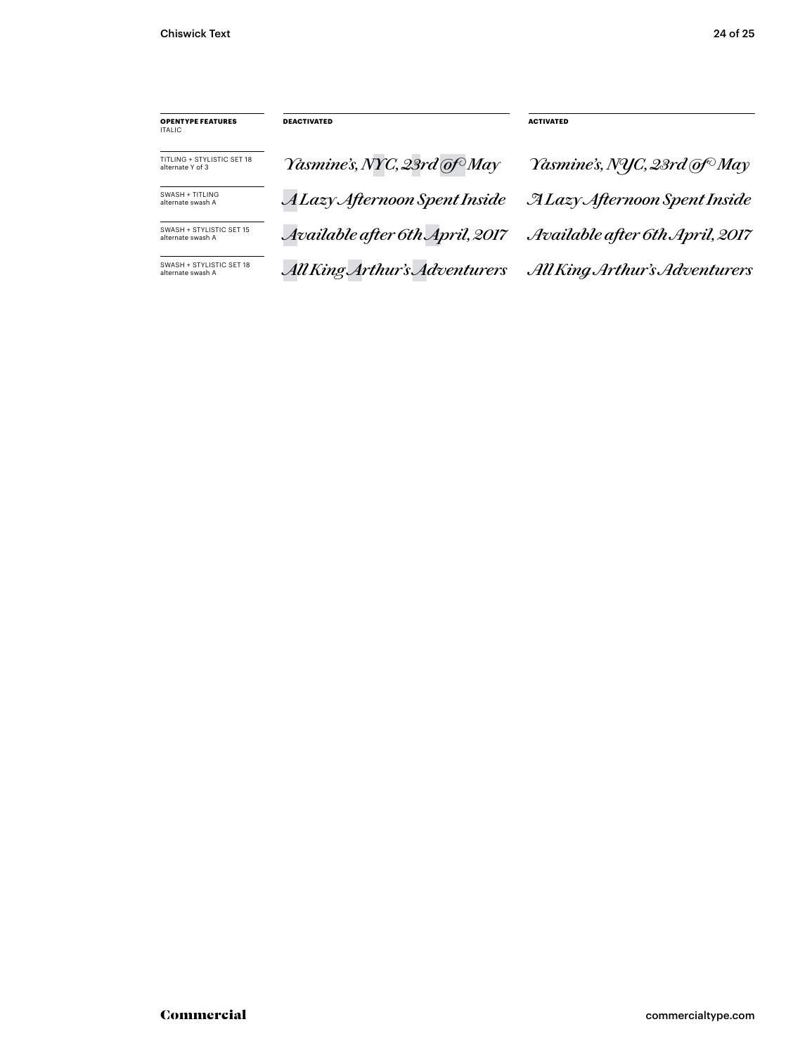| **OPENTYPE FEATURES** ITALIC | **DEACTIVATED** | **ACTIVATED** |
|---|---|---|
| TITLING + STYLISTIC SET 18 alternate Y of 3 | *Yasmine's, NYC, 23rd of May* | *Yasmine's, NYC, 23rd of May* |
| SWASH + TITLING alternate swash A | *A Lazy Afternoon Spent Inside* | *A Lazy Afternoon Spent Inside* |
| SWASH + STYLISTIC SET 15 alternate swash A | *Available after 6th April, 2017* | *Available after 6th April, 2017* |
| SWASH + STYLISTIC SET 18 alternate swash A | *All King Arthur's Adventurers* | *All King Arthur's Adventurers* |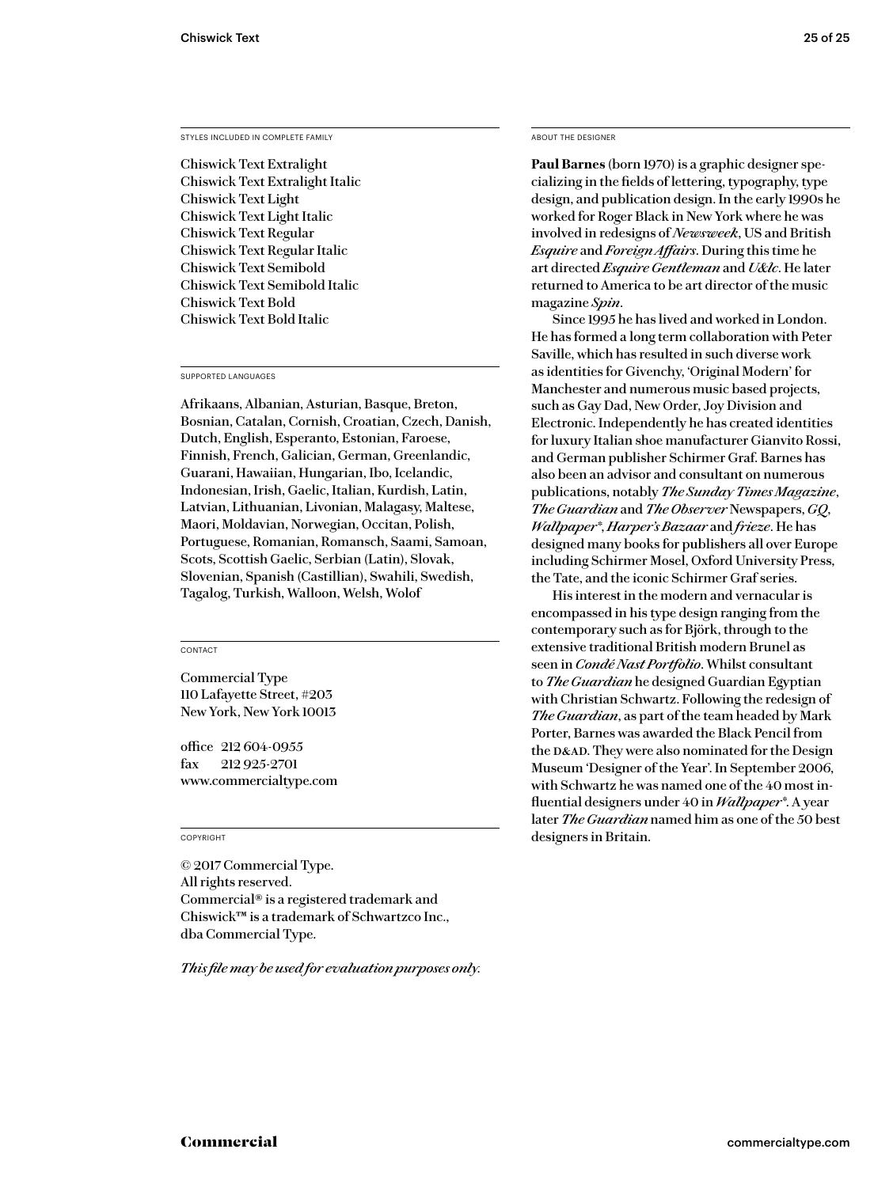## STYLES INCLUDED IN COMPLETE FAMILY

Chiswick Text Extralight
Chiswick Text Extralight Italic
Chiswick Text Light
Chiswick Text Light Italic
Chiswick Text Regular
Chiswick Text Regular Italic
Chiswick Text Semibold
Chiswick Text Semibold Italic
Chiswick Text Bold
Chiswick Text Bold Italic

## SUPPORTED LANGUAGES

Afrikaans, Albanian, Asturian, Basque, Breton, Bosnian, Catalan, Cornish, Croatian, Czech, Danish, Dutch, English, Esperanto, Estonian, Faroese, Finnish, French, Galician, German, Greenlandic, Guarani, Hawaiian, Hungarian, Ibo, Icelandic, Indonesian, Irish, Gaelic, Italian, Kurdish, Latin, Latvian, Lithuanian, Livonian, Malagasy, Maltese, Maori, Moldavian, Norwegian, Occitan, Polish, Portuguese, Romanian, Romansch, Saami, Samoan, Scots, Scottish Gaelic, Serbian (Latin), Slovak, Slovenian, Spanish (Castillian), Swahili, Swedish, Tagalog, Turkish, Walloon, Welsh, Wolof

## CONTACT

Commercial Type
110 Lafayette Street, #203
New York, New York 10013

office 212 604-0955
fax 212 925-2701
www.commercialtype.com

## COPYRIGHT

© 2017 Commercial Type.
All rights reserved.
Commercial® is a registered trademark and Chiswick™ is a trademark of Schwartzco Inc., dba Commercial Type.

*This file may be used for evaluation purposes only.*

## ABOUT THE DESIGNER

**Paul Barnes** (born 1970) is a graphic designer specializing in the fields of lettering, typography, type design, and publication design. In the early 1990s he worked for Roger Black in New York where he was involved in redesigns of *Newsweek*, US and British *Esquire* and *Foreign Affairs*. During this time he art directed *Esquire Gentleman* and *U&lc*. He later returned to America to be art director of the music magazine *Spin*.

Since 1995 he has lived and worked in London. He has formed a long term collaboration with Peter Saville, which has resulted in such diverse work as identities for Givenchy, 'Original Modern' for Manchester and numerous music based projects, such as Gay Dad, New Order, Joy Division and Electronic. Independently he has created identities for luxury Italian shoe manufacturer Gianvito Rossi, and German publisher Schirmer Graf. Barnes has also been an advisor and consultant on numerous publications, notably *The Sunday Times Magazine*, *The Guardian* and *The Observer* Newspapers, *GQ*, *Wallpaper\**, *Harper's Bazaar* and *frieze*. He has designed many books for publishers all over Europe including Schirmer Mosel, Oxford University Press, the Tate, and the iconic Schirmer Graf series.

His interest in the modern and vernacular is encompassed in his type design ranging from the contemporary such as for Björk, through to the extensive traditional British modern Brunel as seen in *Condé Nast Portfolio*. Whilst consultant to *The Guardian* he designed Guardian Egyptian with Christian Schwartz. Following the redesign of *The Guardian*, as part of the team headed by Mark Porter, Barnes was awarded the Black Pencil from the D&AD. They were also nominated for the Design Museum 'Designer of the Year'. In September 2006, with Schwartz he was named one of the 40 most influential designers under 40 in *Wallpaper\**. A year later *The Guardian* named him as one of the 50 best designers in Britain.